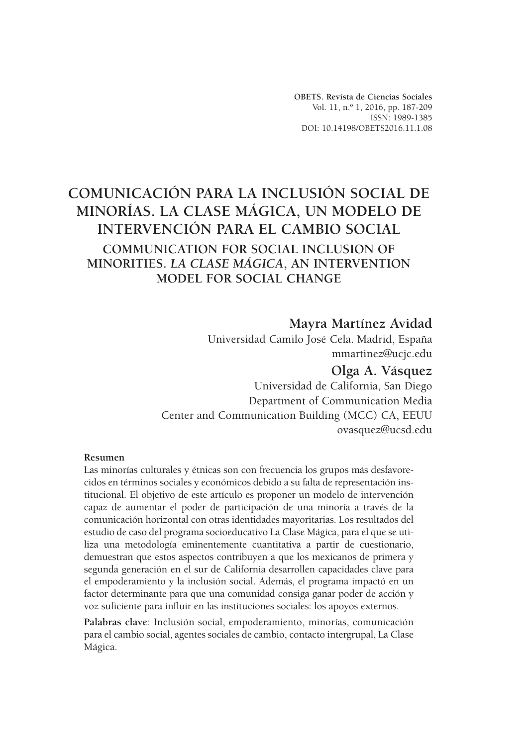OBETS. Revista de Ciencias Sociales
Vol. 11, n.º 1, 2016, pp. 187-209
ISSN: 1989-1385
DOI: 10.14198/OBETS2016.11.1.08

# COMUNICACIÓN PARA LA INCLUSIÓN SOCIAL DE MINORÍAS. LA CLASE MÁGICA, UN MODELO DE INTERVENCIÓN PARA EL CAMBIO SOCIAL

## COMMUNICATION FOR SOCIAL INCLUSION OF MINORITIES. *LA CLASE MÁGICA*, AN INTERVENTION MODEL FOR SOCIAL CHANGE

**Mayra Martínez Avidad**
Universidad Camilo José Cela. Madrid, España
mmartinez@ucjc.edu

**Olga A. Vásquez**
Universidad de California, San Diego
Department of Communication Media
Center and Communication Building (MCC) CA, EEUU
ovasquez@ucsd.edu

**Resumen**

Las minorías culturales y étnicas son con frecuencia los grupos más desfavorecidos en términos sociales y económicos debido a su falta de representación institucional. El objetivo de este artículo es proponer un modelo de intervención capaz de aumentar el poder de participación de una minoría a través de la comunicación horizontal con otras identidades mayoritarias. Los resultados del estudio de caso del programa socioeducativo La Clase Mágica, para el que se utiliza una metodología eminentemente cuantitativa a partir de cuestionario, demuestran que estos aspectos contribuyen a que los mexicanos de primera y segunda generación en el sur de California desarrollen capacidades clave para el empoderamiento y la inclusión social. Además, el programa impactó en un factor determinante para que una comunidad consiga ganar poder de acción y voz suficiente para influir en las instituciones sociales: los apoyos externos.

**Palabras clave**: Inclusión social, empoderamiento, minorías, comunicación para el cambio social, agentes sociales de cambio, contacto intergrupal, La Clase Mágica.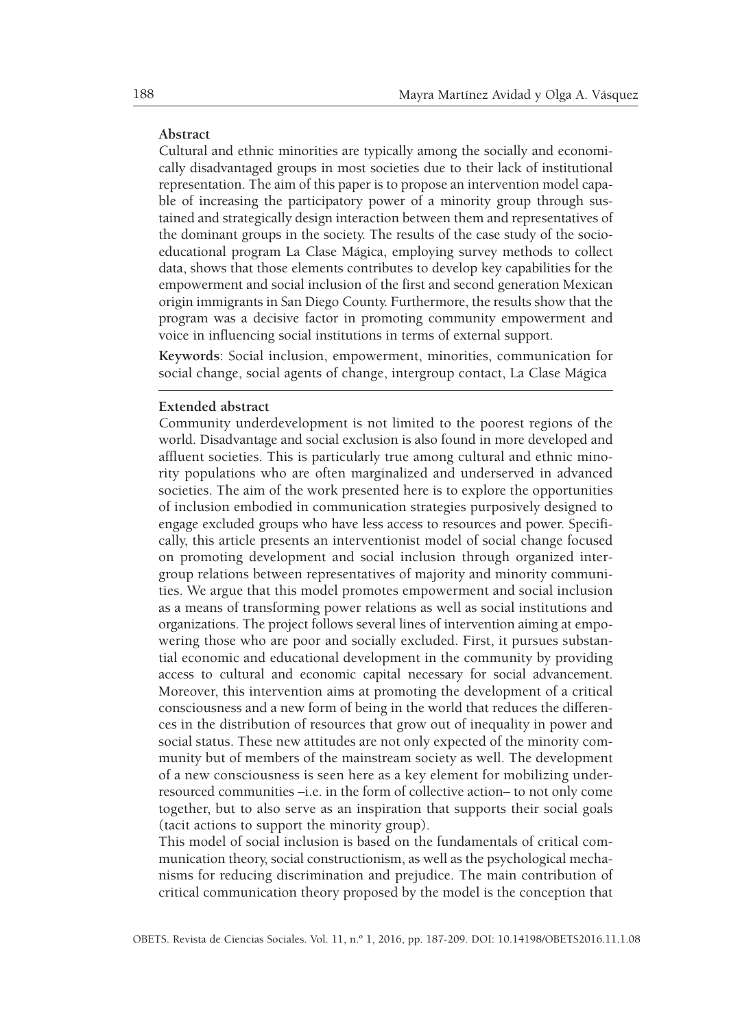**Abstract**

Cultural and ethnic minorities are typically among the socially and economically disadvantaged groups in most societies due to their lack of institutional representation. The aim of this paper is to propose an intervention model capable of increasing the participatory power of a minority group through sustained and strategically design interaction between them and representatives of the dominant groups in the society. The results of the case study of the socio-educational program La Clase Mágica, employing survey methods to collect data, shows that those elements contributes to develop key capabilities for the empowerment and social inclusion of the first and second generation Mexican origin immigrants in San Diego County. Furthermore, the results show that the program was a decisive factor in promoting community empowerment and voice in influencing social institutions in terms of external support.

**Keywords**: Social inclusion, empowerment, minorities, communication for social change, social agents of change, intergroup contact, La Clase Mágica

---

**Extended abstract**

Community underdevelopment is not limited to the poorest regions of the world. Disadvantage and social exclusion is also found in more developed and affluent societies. This is particularly true among cultural and ethnic minority populations who are often marginalized and underserved in advanced societies. The aim of the work presented here is to explore the opportunities of inclusion embodied in communication strategies purposively designed to engage excluded groups who have less access to resources and power. Specifically, this article presents an interventionist model of social change focused on promoting development and social inclusion through organized intergroup relations between representatives of majority and minority communities. We argue that this model promotes empowerment and social inclusion as a means of transforming power relations as well as social institutions and organizations. The project follows several lines of intervention aiming at empowering those who are poor and socially excluded. First, it pursues substantial economic and educational development in the community by providing access to cultural and economic capital necessary for social advancement. Moreover, this intervention aims at promoting the development of a critical consciousness and a new form of being in the world that reduces the differences in the distribution of resources that grow out of inequality in power and social status. These new attitudes are not only expected of the minority community but of members of the mainstream society as well. The development of a new consciousness is seen here as a key element for mobilizing under-resourced communities –i.e. in the form of collective action– to not only come together, but to also serve as an inspiration that supports their social goals (tacit actions to support the minority group).

This model of social inclusion is based on the fundamentals of critical communication theory, social constructionism, as well as the psychological mechanisms for reducing discrimination and prejudice. The main contribution of critical communication theory proposed by the model is the conception that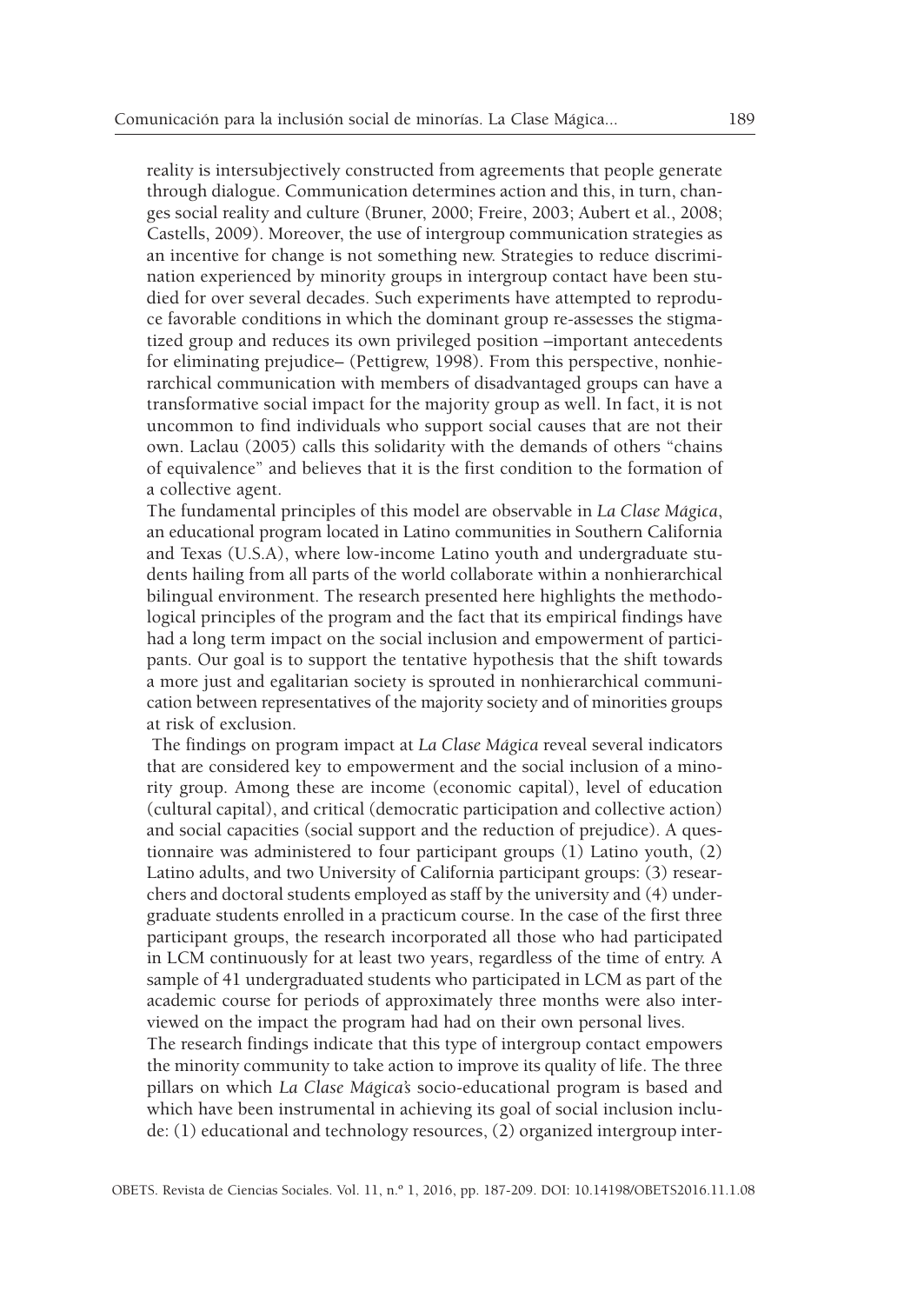reality is intersubjectively constructed from agreements that people generate through dialogue. Communication determines action and this, in turn, changes social reality and culture (Bruner, 2000; Freire, 2003; Aubert et al., 2008; Castells, 2009). Moreover, the use of intergroup communication strategies as an incentive for change is not something new. Strategies to reduce discrimination experienced by minority groups in intergroup contact have been studied for over several decades. Such experiments have attempted to reproduce favorable conditions in which the dominant group re-assesses the stigmatized group and reduces its own privileged position –important antecedents for eliminating prejudice– (Pettigrew, 1998). From this perspective, nonhierarchical communication with members of disadvantaged groups can have a transformative social impact for the majority group as well. In fact, it is not uncommon to find individuals who support social causes that are not their own. Laclau (2005) calls this solidarity with the demands of others "chains of equivalence" and believes that it is the first condition to the formation of a collective agent.

The fundamental principles of this model are observable in *La Clase Mágica*, an educational program located in Latino communities in Southern California and Texas (U.S.A), where low-income Latino youth and undergraduate students hailing from all parts of the world collaborate within a nonhierarchical bilingual environment. The research presented here highlights the methodological principles of the program and the fact that its empirical findings have had a long term impact on the social inclusion and empowerment of participants. Our goal is to support the tentative hypothesis that the shift towards a more just and egalitarian society is sprouted in nonhierarchical communication between representatives of the majority society and of minorities groups at risk of exclusion.

The findings on program impact at *La Clase Mágica* reveal several indicators that are considered key to empowerment and the social inclusion of a minority group. Among these are income (economic capital), level of education (cultural capital), and critical (democratic participation and collective action) and social capacities (social support and the reduction of prejudice). A questionnaire was administered to four participant groups (1) Latino youth, (2) Latino adults, and two University of California participant groups: (3) researchers and doctoral students employed as staff by the university and (4) undergraduate students enrolled in a practicum course. In the case of the first three participant groups, the research incorporated all those who had participated in LCM continuously for at least two years, regardless of the time of entry. A sample of 41 undergraduated students who participated in LCM as part of the academic course for periods of approximately three months were also interviewed on the impact the program had had on their own personal lives.

The research findings indicate that this type of intergroup contact empowers the minority community to take action to improve its quality of life. The three pillars on which *La Clase Mágica's* socio-educational program is based and which have been instrumental in achieving its goal of social inclusion include: (1) educational and technology resources, (2) organized intergroup inter-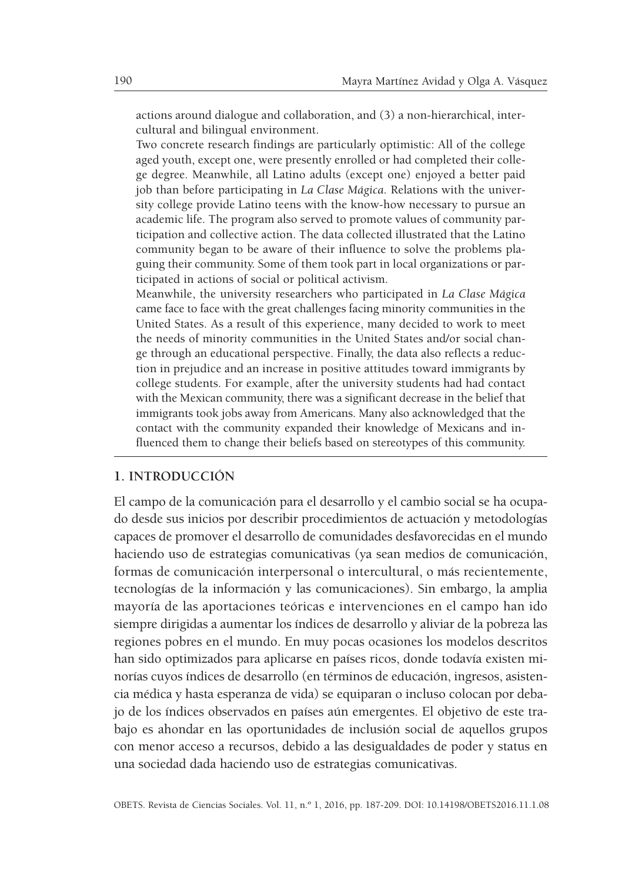actions around dialogue and collaboration, and (3) a non-hierarchical, intercultural and bilingual environment.

Two concrete research findings are particularly optimistic: All of the college aged youth, except one, were presently enrolled or had completed their college degree. Meanwhile, all Latino adults (except one) enjoyed a better paid job than before participating in *La Clase Mágica*. Relations with the university college provide Latino teens with the know-how necessary to pursue an academic life. The program also served to promote values of community participation and collective action. The data collected illustrated that the Latino community began to be aware of their influence to solve the problems plaguing their community. Some of them took part in local organizations or participated in actions of social or political activism.

Meanwhile, the university researchers who participated in *La Clase Mágica* came face to face with the great challenges facing minority communities in the United States. As a result of this experience, many decided to work to meet the needs of minority communities in the United States and/or social change through an educational perspective. Finally, the data also reflects a reduction in prejudice and an increase in positive attitudes toward immigrants by college students. For example, after the university students had had contact with the Mexican community, there was a significant decrease in the belief that immigrants took jobs away from Americans. Many also acknowledged that the contact with the community expanded their knowledge of Mexicans and influenced them to change their beliefs based on stereotypes of this community.

## 1. INTRODUCCIÓN

El campo de la comunicación para el desarrollo y el cambio social se ha ocupado desde sus inicios por describir procedimientos de actuación y metodologías capaces de promover el desarrollo de comunidades desfavorecidas en el mundo haciendo uso de estrategias comunicativas (ya sean medios de comunicación, formas de comunicación interpersonal o intercultural, o más recientemente, tecnologías de la información y las comunicaciones). Sin embargo, la amplia mayoría de las aportaciones teóricas e intervenciones en el campo han ido siempre dirigidas a aumentar los índices de desarrollo y aliviar de la pobreza las regiones pobres en el mundo. En muy pocas ocasiones los modelos descritos han sido optimizados para aplicarse en países ricos, donde todavía existen minorías cuyos índices de desarrollo (en términos de educación, ingresos, asistencia médica y hasta esperanza de vida) se equiparan o incluso colocan por debajo de los índices observados en países aún emergentes. El objetivo de este trabajo es ahondar en las oportunidades de inclusión social de aquellos grupos con menor acceso a recursos, debido a las desigualdades de poder y status en una sociedad dada haciendo uso de estrategias comunicativas.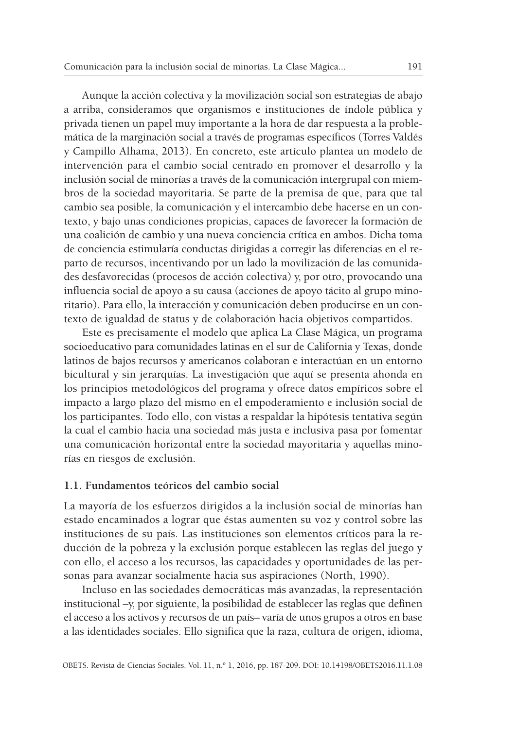Aunque la acción colectiva y la movilización social son estrategias de abajo a arriba, consideramos que organismos e instituciones de índole pública y privada tienen un papel muy importante a la hora de dar respuesta a la problemática de la marginación social a través de programas específicos (Torres Valdés y Campillo Alhama, 2013). En concreto, este artículo plantea un modelo de intervención para el cambio social centrado en promover el desarrollo y la inclusión social de minorías a través de la comunicación intergrupal con miembros de la sociedad mayoritaria. Se parte de la premisa de que, para que tal cambio sea posible, la comunicación y el intercambio debe hacerse en un contexto, y bajo unas condiciones propicias, capaces de favorecer la formación de una coalición de cambio y una nueva conciencia crítica en ambos. Dicha toma de conciencia estimularía conductas dirigidas a corregir las diferencias en el reparto de recursos, incentivando por un lado la movilización de las comunidades desfavorecidas (procesos de acción colectiva) y, por otro, provocando una influencia social de apoyo a su causa (acciones de apoyo tácito al grupo minoritario). Para ello, la interacción y comunicación deben producirse en un contexto de igualdad de status y de colaboración hacia objetivos compartidos.

Este es precisamente el modelo que aplica La Clase Mágica, un programa socioeducativo para comunidades latinas en el sur de California y Texas, donde latinos de bajos recursos y americanos colaboran e interactúan en un entorno bicultural y sin jerarquías. La investigación que aquí se presenta ahonda en los principios metodológicos del programa y ofrece datos empíricos sobre el impacto a largo plazo del mismo en el empoderamiento e inclusión social de los participantes. Todo ello, con vistas a respaldar la hipótesis tentativa según la cual el cambio hacia una sociedad más justa e inclusiva pasa por fomentar una comunicación horizontal entre la sociedad mayoritaria y aquellas minorías en riesgos de exclusión.

### 1.1. Fundamentos teóricos del cambio social

La mayoría de los esfuerzos dirigidos a la inclusión social de minorías han estado encaminados a lograr que éstas aumenten su voz y control sobre las instituciones de su país. Las instituciones son elementos críticos para la reducción de la pobreza y la exclusión porque establecen las reglas del juego y con ello, el acceso a los recursos, las capacidades y oportunidades de las personas para avanzar socialmente hacia sus aspiraciones (North, 1990).

Incluso en las sociedades democráticas más avanzadas, la representación institucional –y, por siguiente, la posibilidad de establecer las reglas que definen el acceso a los activos y recursos de un país– varía de unos grupos a otros en base a las identidades sociales. Ello significa que la raza, cultura de origen, idioma,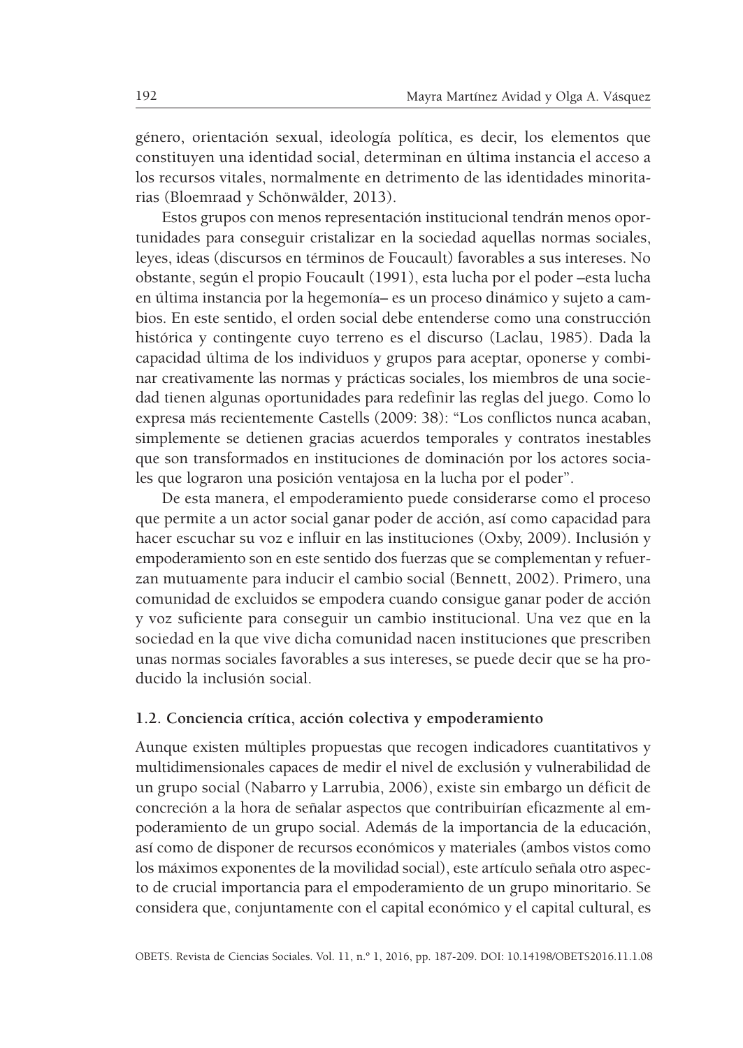género, orientación sexual, ideología política, es decir, los elementos que constituyen una identidad social, determinan en última instancia el acceso a los recursos vitales, normalmente en detrimento de las identidades minoritarias (Bloemraad y Schönwälder, 2013).

Estos grupos con menos representación institucional tendrán menos oportunidades para conseguir cristalizar en la sociedad aquellas normas sociales, leyes, ideas (discursos en términos de Foucault) favorables a sus intereses. No obstante, según el propio Foucault (1991), esta lucha por el poder –esta lucha en última instancia por la hegemonía– es un proceso dinámico y sujeto a cambios. En este sentido, el orden social debe entenderse como una construcción histórica y contingente cuyo terreno es el discurso (Laclau, 1985). Dada la capacidad última de los individuos y grupos para aceptar, oponerse y combinar creativamente las normas y prácticas sociales, los miembros de una sociedad tienen algunas oportunidades para redefinir las reglas del juego. Como lo expresa más recientemente Castells (2009: 38): "Los conflictos nunca acaban, simplemente se detienen gracias acuerdos temporales y contratos inestables que son transformados en instituciones de dominación por los actores sociales que lograron una posición ventajosa en la lucha por el poder".

De esta manera, el empoderamiento puede considerarse como el proceso que permite a un actor social ganar poder de acción, así como capacidad para hacer escuchar su voz e influir en las instituciones (Oxby, 2009). Inclusión y empoderamiento son en este sentido dos fuerzas que se complementan y refuerzan mutuamente para inducir el cambio social (Bennett, 2002). Primero, una comunidad de excluidos se empodera cuando consigue ganar poder de acción y voz suficiente para conseguir un cambio institucional. Una vez que en la sociedad en la que vive dicha comunidad nacen instituciones que prescriben unas normas sociales favorables a sus intereses, se puede decir que se ha producido la inclusión social.

### 1.2. Conciencia crítica, acción colectiva y empoderamiento

Aunque existen múltiples propuestas que recogen indicadores cuantitativos y multidimensionales capaces de medir el nivel de exclusión y vulnerabilidad de un grupo social (Nabarro y Larrubia, 2006), existe sin embargo un déficit de concreción a la hora de señalar aspectos que contribuirían eficazmente al empoderamiento de un grupo social. Además de la importancia de la educación, así como de disponer de recursos económicos y materiales (ambos vistos como los máximos exponentes de la movilidad social), este artículo señala otro aspecto de crucial importancia para el empoderamiento de un grupo minoritario. Se considera que, conjuntamente con el capital económico y el capital cultural, es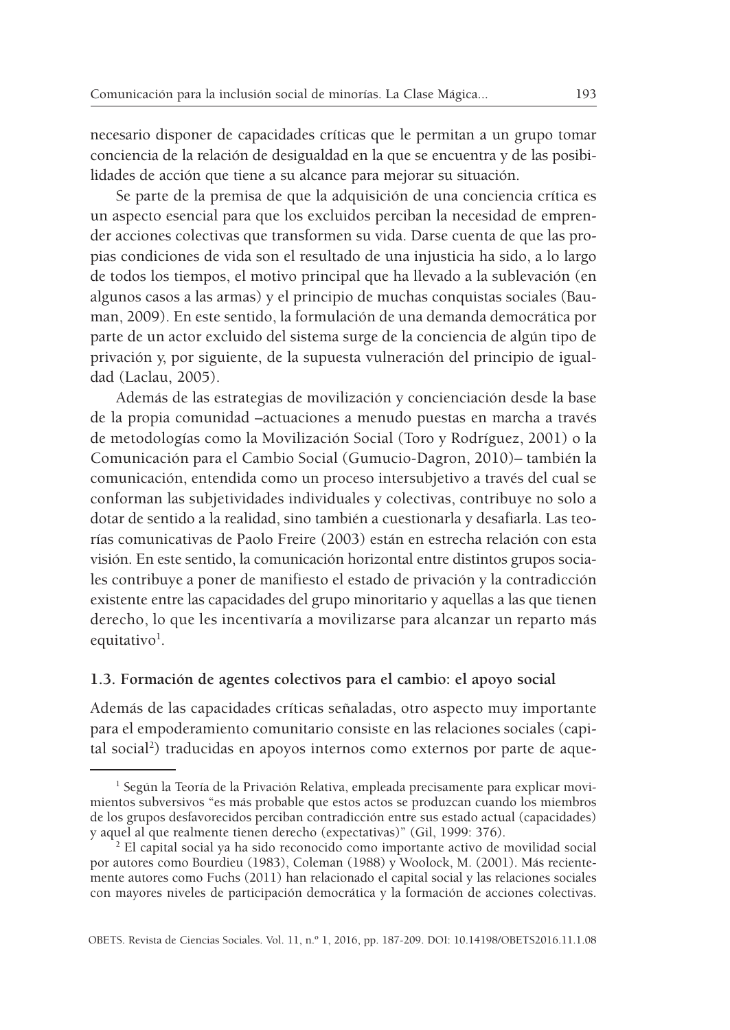necesario disponer de capacidades críticas que le permitan a un grupo tomar conciencia de la relación de desigualdad en la que se encuentra y de las posibilidades de acción que tiene a su alcance para mejorar su situación.

Se parte de la premisa de que la adquisición de una conciencia crítica es un aspecto esencial para que los excluidos perciban la necesidad de emprender acciones colectivas que transformen su vida. Darse cuenta de que las propias condiciones de vida son el resultado de una injusticia ha sido, a lo largo de todos los tiempos, el motivo principal que ha llevado a la sublevación (en algunos casos a las armas) y el principio de muchas conquistas sociales (Bauman, 2009). En este sentido, la formulación de una demanda democrática por parte de un actor excluido del sistema surge de la conciencia de algún tipo de privación y, por siguiente, de la supuesta vulneración del principio de igualdad (Laclau, 2005).

Además de las estrategias de movilización y concienciación desde la base de la propia comunidad –actuaciones a menudo puestas en marcha a través de metodologías como la Movilización Social (Toro y Rodríguez, 2001) o la Comunicación para el Cambio Social (Gumucio-Dagron, 2010)– también la comunicación, entendida como un proceso intersubjetivo a través del cual se conforman las subjetividades individuales y colectivas, contribuye no solo a dotar de sentido a la realidad, sino también a cuestionarla y desafiarla. Las teorías comunicativas de Paolo Freire (2003) están en estrecha relación con esta visión. En este sentido, la comunicación horizontal entre distintos grupos sociales contribuye a poner de manifiesto el estado de privación y la contradicción existente entre las capacidades del grupo minoritario y aquellas a las que tienen derecho, lo que les incentivaría a movilizarse para alcanzar un reparto más equitativo[1].

### 1.3. Formación de agentes colectivos para el cambio: el apoyo social

Además de las capacidades críticas señaladas, otro aspecto muy importante para el empoderamiento comunitario consiste en las relaciones sociales (capital social[2]) traducidas en apoyos internos como externos por parte de aque-

---

[1] Según la Teoría de la Privación Relativa, empleada precisamente para explicar movimientos subversivos "es más probable que estos actos se produzcan cuando los miembros de los grupos desfavorecidos perciban contradicción entre sus estado actual (capacidades) y aquel al que realmente tienen derecho (expectativas)" (Gil, 1999: 376).

[2] El capital social ya ha sido reconocido como importante activo de movilidad social por autores como Bourdieu (1983), Coleman (1988) y Woolock, M. (2001). Más recientemente autores como Fuchs (2011) han relacionado el capital social y las relaciones sociales con mayores niveles de participación democrática y la formación de acciones colectivas.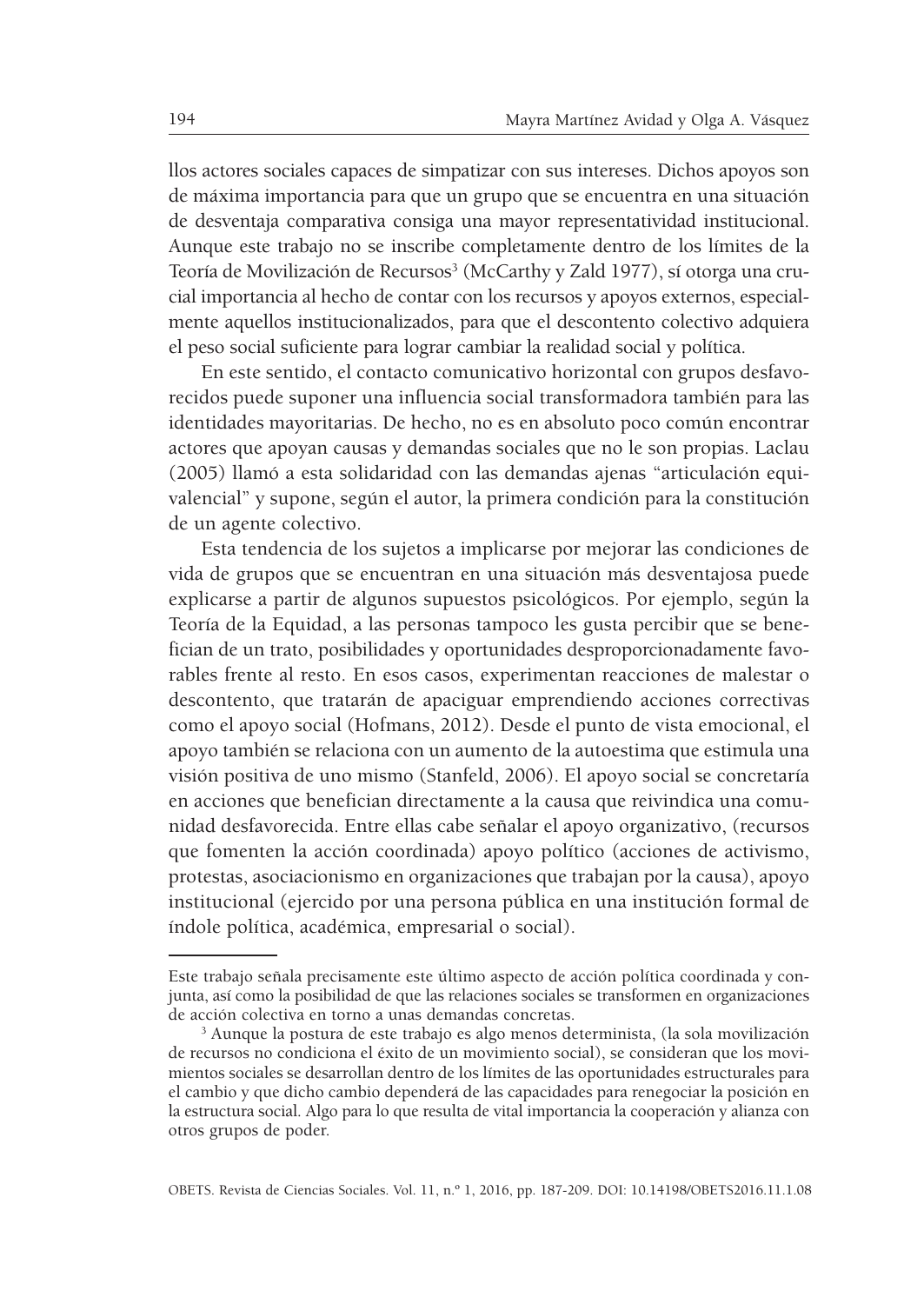llos actores sociales capaces de simpatizar con sus intereses. Dichos apoyos son de máxima importancia para que un grupo que se encuentra en una situación de desventaja comparativa consiga una mayor representatividad institucional. Aunque este trabajo no se inscribe completamente dentro de los límites de la Teoría de Movilización de Recursos[3] (McCarthy y Zald 1977), sí otorga una crucial importancia al hecho de contar con los recursos y apoyos externos, especialmente aquellos institucionalizados, para que el descontento colectivo adquiera el peso social suficiente para lograr cambiar la realidad social y política.

En este sentido, el contacto comunicativo horizontal con grupos desfavorecidos puede suponer una influencia social transformadora también para las identidades mayoritarias. De hecho, no es en absoluto poco común encontrar actores que apoyan causas y demandas sociales que no le son propias. Laclau (2005) llamó a esta solidaridad con las demandas ajenas "articulación equivalencial" y supone, según el autor, la primera condición para la constitución de un agente colectivo.

Esta tendencia de los sujetos a implicarse por mejorar las condiciones de vida de grupos que se encuentran en una situación más desventajosa puede explicarse a partir de algunos supuestos psicológicos. Por ejemplo, según la Teoría de la Equidad, a las personas tampoco les gusta percibir que se benefician de un trato, posibilidades y oportunidades desproporcionadamente favorables frente al resto. En esos casos, experimentan reacciones de malestar o descontento, que tratarán de apaciguar emprendiendo acciones correctivas como el apoyo social (Hofmans, 2012). Desde el punto de vista emocional, el apoyo también se relaciona con un aumento de la autoestima que estimula una visión positiva de uno mismo (Stanfeld, 2006). El apoyo social se concretaría en acciones que benefician directamente a la causa que reivindica una comunidad desfavorecida. Entre ellas cabe señalar el apoyo organizativo, (recursos que fomenten la acción coordinada) apoyo político (acciones de activismo, protestas, asociacionismo en organizaciones que trabajan por la causa), apoyo institucional (ejercido por una persona pública en una institución formal de índole política, académica, empresarial o social).

---

Este trabajo señala precisamente este último aspecto de acción política coordinada y conjunta, así como la posibilidad de que las relaciones sociales se transformen en organizaciones de acción colectiva en torno a unas demandas concretas.

[3] Aunque la postura de este trabajo es algo menos determinista, (la sola movilización de recursos no condiciona el éxito de un movimiento social), se consideran que los movimientos sociales se desarrollan dentro de los límites de las oportunidades estructurales para el cambio y que dicho cambio dependerá de las capacidades para renegociar la posición en la estructura social. Algo para lo que resulta de vital importancia la cooperación y alianza con otros grupos de poder.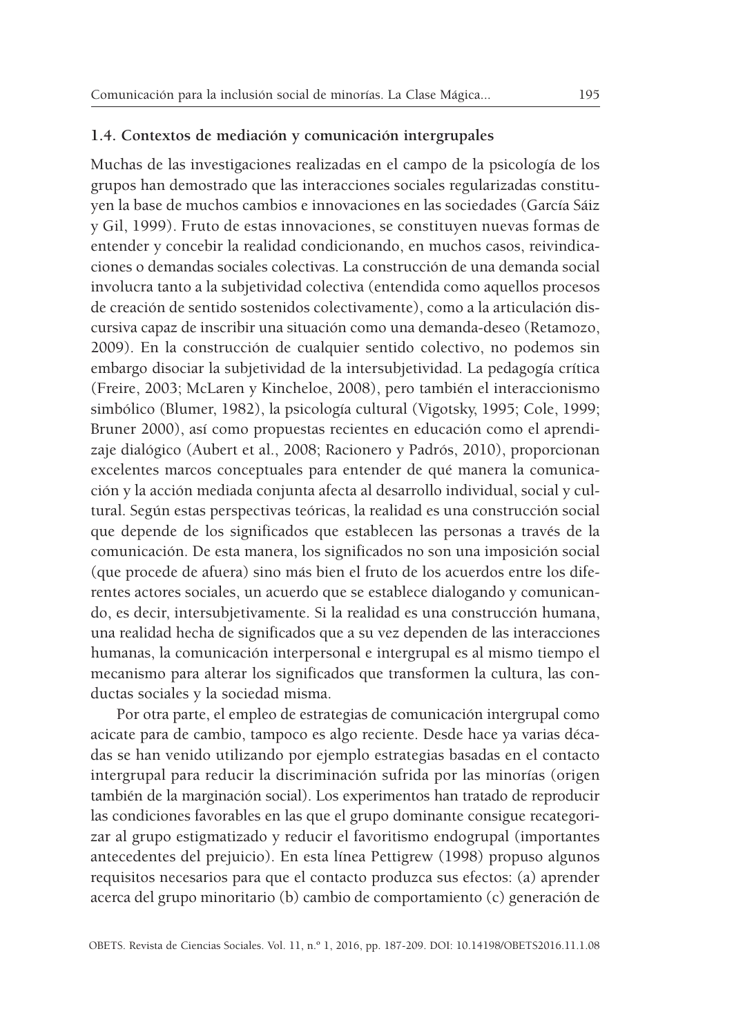### 1.4. Contextos de mediación y comunicación intergrupales

Muchas de las investigaciones realizadas en el campo de la psicología de los grupos han demostrado que las interacciones sociales regularizadas constituyen la base de muchos cambios e innovaciones en las sociedades (García Sáiz y Gil, 1999). Fruto de estas innovaciones, se constituyen nuevas formas de entender y concebir la realidad condicionando, en muchos casos, reivindicaciones o demandas sociales colectivas. La construcción de una demanda social involucra tanto a la subjetividad colectiva (entendida como aquellos procesos de creación de sentido sostenidos colectivamente), como a la articulación discursiva capaz de inscribir una situación como una demanda-deseo (Retamozo, 2009). En la construcción de cualquier sentido colectivo, no podemos sin embargo disociar la subjetividad de la intersubjetividad. La pedagogía crítica (Freire, 2003; McLaren y Kincheloe, 2008), pero también el interaccionismo simbólico (Blumer, 1982), la psicología cultural (Vigotsky, 1995; Cole, 1999; Bruner 2000), así como propuestas recientes en educación como el aprendizaje dialógico (Aubert et al., 2008; Racionero y Padrós, 2010), proporcionan excelentes marcos conceptuales para entender de qué manera la comunicación y la acción mediada conjunta afecta al desarrollo individual, social y cultural. Según estas perspectivas teóricas, la realidad es una construcción social que depende de los significados que establecen las personas a través de la comunicación. De esta manera, los significados no son una imposición social (que procede de afuera) sino más bien el fruto de los acuerdos entre los diferentes actores sociales, un acuerdo que se establece dialogando y comunicando, es decir, intersubjetivamente. Si la realidad es una construcción humana, una realidad hecha de significados que a su vez dependen de las interacciones humanas, la comunicación interpersonal e intergrupal es al mismo tiempo el mecanismo para alterar los significados que transformen la cultura, las conductas sociales y la sociedad misma.

Por otra parte, el empleo de estrategias de comunicación intergrupal como acicate para de cambio, tampoco es algo reciente. Desde hace ya varias décadas se han venido utilizando por ejemplo estrategias basadas en el contacto intergrupal para reducir la discriminación sufrida por las minorías (origen también de la marginación social). Los experimentos han tratado de reproducir las condiciones favorables en las que el grupo dominante consigue recategorizar al grupo estigmatizado y reducir el favoritismo endogrupal (importantes antecedentes del prejuicio). En esta línea Pettigrew (1998) propuso algunos requisitos necesarios para que el contacto produzca sus efectos: (a) aprender acerca del grupo minoritario (b) cambio de comportamiento (c) generación de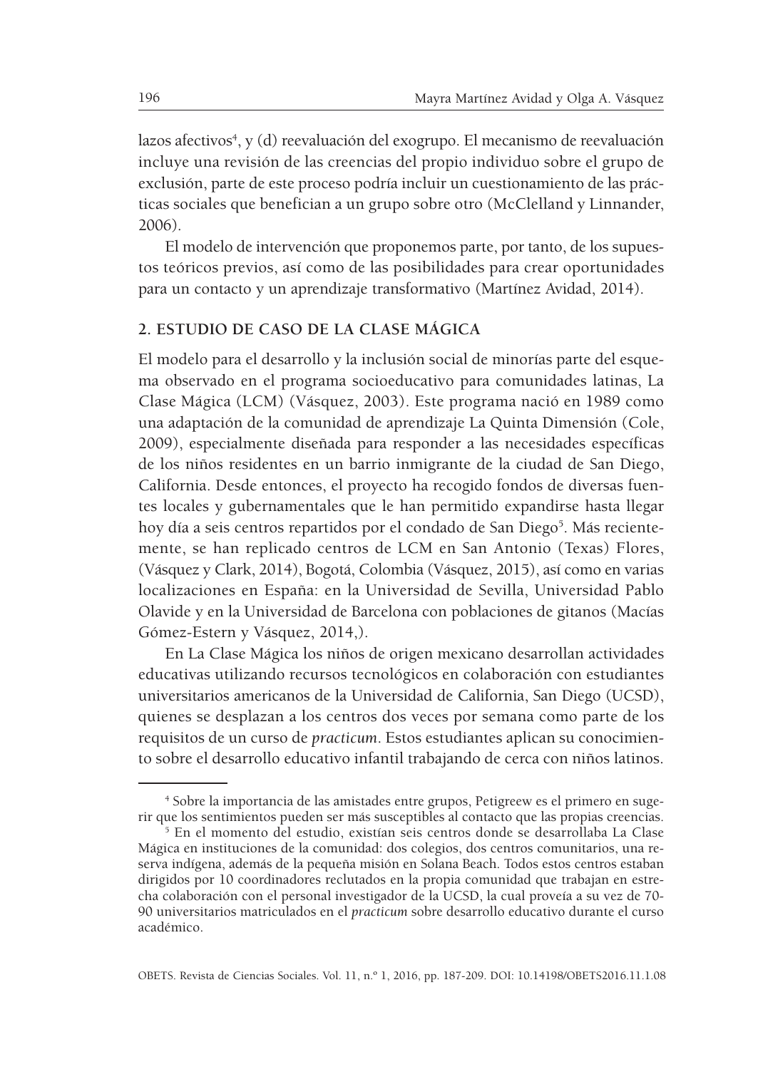lazos afectivos[4], y (d) reevaluación del exogrupo. El mecanismo de reevaluación incluye una revisión de las creencias del propio individuo sobre el grupo de exclusión, parte de este proceso podría incluir un cuestionamiento de las prácticas sociales que benefician a un grupo sobre otro (McClelland y Linnander, 2006).

El modelo de intervención que proponemos parte, por tanto, de los supuestos teóricos previos, así como de las posibilidades para crear oportunidades para un contacto y un aprendizaje transformativo (Martínez Avidad, 2014).

## 2. ESTUDIO DE CASO DE LA CLASE MÁGICA

El modelo para el desarrollo y la inclusión social de minorías parte del esquema observado en el programa socioeducativo para comunidades latinas, La Clase Mágica (LCM) (Vásquez, 2003). Este programa nació en 1989 como una adaptación de la comunidad de aprendizaje La Quinta Dimensión (Cole, 2009), especialmente diseñada para responder a las necesidades específicas de los niños residentes en un barrio inmigrante de la ciudad de San Diego, California. Desde entonces, el proyecto ha recogido fondos de diversas fuentes locales y gubernamentales que le han permitido expandirse hasta llegar hoy día a seis centros repartidos por el condado de San Diego[5]. Más recientemente, se han replicado centros de LCM en San Antonio (Texas) Flores, (Vásquez y Clark, 2014), Bogotá, Colombia (Vásquez, 2015), así como en varias localizaciones en España: en la Universidad de Sevilla, Universidad Pablo Olavide y en la Universidad de Barcelona con poblaciones de gitanos (Macías Gómez-Estern y Vásquez, 2014,).

En La Clase Mágica los niños de origen mexicano desarrollan actividades educativas utilizando recursos tecnológicos en colaboración con estudiantes universitarios americanos de la Universidad de California, San Diego (UCSD), quienes se desplazan a los centros dos veces por semana como parte de los requisitos de un curso de *practicum*. Estos estudiantes aplican su conocimiento sobre el desarrollo educativo infantil trabajando de cerca con niños latinos.

---

[4] Sobre la importancia de las amistades entre grupos, Petigreew es el primero en sugerir que los sentimientos pueden ser más susceptibles al contacto que las propias creencias.

[5] En el momento del estudio, existían seis centros donde se desarrollaba La Clase Mágica en instituciones de la comunidad: dos colegios, dos centros comunitarios, una reserva indígena, además de la pequeña misión en Solana Beach. Todos estos centros estaban dirigidos por 10 coordinadores reclutados en la propia comunidad que trabajan en estrecha colaboración con el personal investigador de la UCSD, la cual proveía a su vez de 70-90 universitarios matriculados en el *practicum* sobre desarrollo educativo durante el curso académico.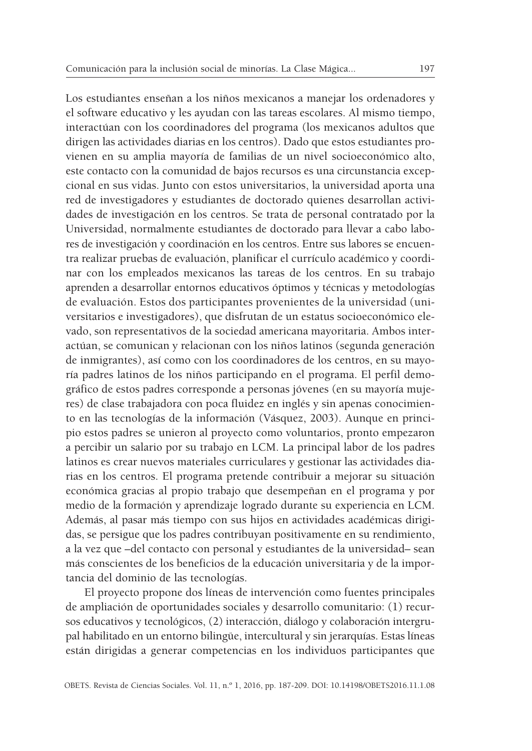Los estudiantes enseñan a los niños mexicanos a manejar los ordenadores y el software educativo y les ayudan con las tareas escolares. Al mismo tiempo, interactúan con los coordinadores del programa (los mexicanos adultos que dirigen las actividades diarias en los centros). Dado que estos estudiantes provienen en su amplia mayoría de familias de un nivel socioeconómico alto, este contacto con la comunidad de bajos recursos es una circunstancia excepcional en sus vidas. Junto con estos universitarios, la universidad aporta una red de investigadores y estudiantes de doctorado quienes desarrollan actividades de investigación en los centros. Se trata de personal contratado por la Universidad, normalmente estudiantes de doctorado para llevar a cabo labores de investigación y coordinación en los centros. Entre sus labores se encuentra realizar pruebas de evaluación, planificar el currículo académico y coordinar con los empleados mexicanos las tareas de los centros. En su trabajo aprenden a desarrollar entornos educativos óptimos y técnicas y metodologías de evaluación. Estos dos participantes provenientes de la universidad (universitarios e investigadores), que disfrutan de un estatus socioeconómico elevado, son representativos de la sociedad americana mayoritaria. Ambos interactúan, se comunican y relacionan con los niños latinos (segunda generación de inmigrantes), así como con los coordinadores de los centros, en su mayoría padres latinos de los niños participando en el programa. El perfil demográfico de estos padres corresponde a personas jóvenes (en su mayoría mujeres) de clase trabajadora con poca fluidez en inglés y sin apenas conocimiento en las tecnologías de la información (Vásquez, 2003). Aunque en principio estos padres se unieron al proyecto como voluntarios, pronto empezaron a percibir un salario por su trabajo en LCM. La principal labor de los padres latinos es crear nuevos materiales curriculares y gestionar las actividades diarias en los centros. El programa pretende contribuir a mejorar su situación económica gracias al propio trabajo que desempeñan en el programa y por medio de la formación y aprendizaje logrado durante su experiencia en LCM. Además, al pasar más tiempo con sus hijos en actividades académicas dirigidas, se persigue que los padres contribuyan positivamente en su rendimiento, a la vez que –del contacto con personal y estudiantes de la universidad– sean más conscientes de los beneficios de la educación universitaria y de la importancia del dominio de las tecnologías.

El proyecto propone dos líneas de intervención como fuentes principales de ampliación de oportunidades sociales y desarrollo comunitario: (1) recursos educativos y tecnológicos, (2) interacción, diálogo y colaboración intergrupal habilitado en un entorno bilingüe, intercultural y sin jerarquías. Estas líneas están dirigidas a generar competencias en los individuos participantes que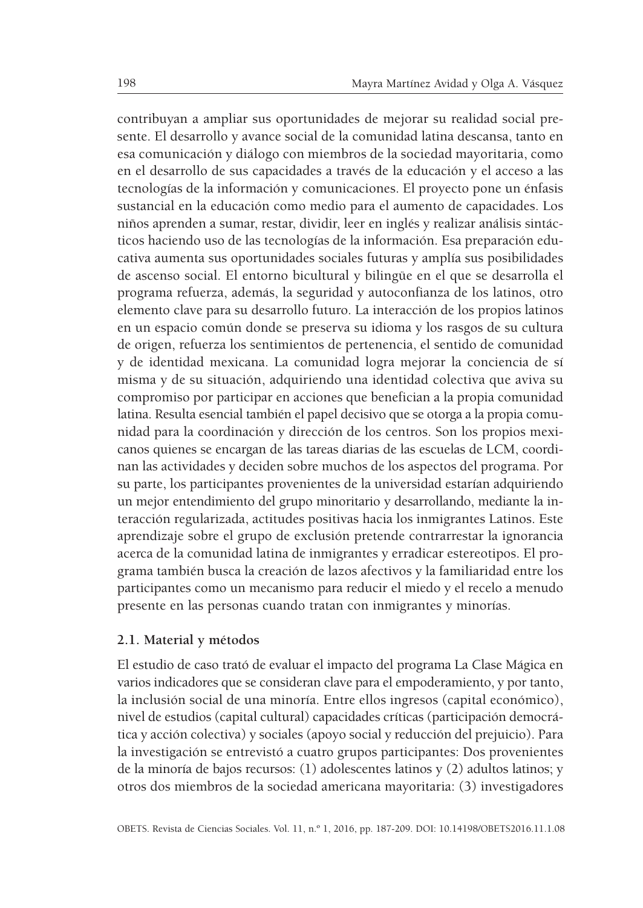contribuyan a ampliar sus oportunidades de mejorar su realidad social presente. El desarrollo y avance social de la comunidad latina descansa, tanto en esa comunicación y diálogo con miembros de la sociedad mayoritaria, como en el desarrollo de sus capacidades a través de la educación y el acceso a las tecnologías de la información y comunicaciones. El proyecto pone un énfasis sustancial en la educación como medio para el aumento de capacidades. Los niños aprenden a sumar, restar, dividir, leer en inglés y realizar análisis sintácticos haciendo uso de las tecnologías de la información. Esa preparación educativa aumenta sus oportunidades sociales futuras y amplía sus posibilidades de ascenso social. El entorno bicultural y bilingüe en el que se desarrolla el programa refuerza, además, la seguridad y autoconfianza de los latinos, otro elemento clave para su desarrollo futuro. La interacción de los propios latinos en un espacio común donde se preserva su idioma y los rasgos de su cultura de origen, refuerza los sentimientos de pertenencia, el sentido de comunidad y de identidad mexicana. La comunidad logra mejorar la conciencia de sí misma y de su situación, adquiriendo una identidad colectiva que aviva su compromiso por participar en acciones que benefician a la propia comunidad latina. Resulta esencial también el papel decisivo que se otorga a la propia comunidad para la coordinación y dirección de los centros. Son los propios mexicanos quienes se encargan de las tareas diarias de las escuelas de LCM, coordinan las actividades y deciden sobre muchos de los aspectos del programa. Por su parte, los participantes provenientes de la universidad estarían adquiriendo un mejor entendimiento del grupo minoritario y desarrollando, mediante la interacción regularizada, actitudes positivas hacia los inmigrantes Latinos. Este aprendizaje sobre el grupo de exclusión pretende contrarrestar la ignorancia acerca de la comunidad latina de inmigrantes y erradicar estereotipos. El programa también busca la creación de lazos afectivos y la familiaridad entre los participantes como un mecanismo para reducir el miedo y el recelo a menudo presente en las personas cuando tratan con inmigrantes y minorías.

### 2.1. Material y métodos

El estudio de caso trató de evaluar el impacto del programa La Clase Mágica en varios indicadores que se consideran clave para el empoderamiento, y por tanto, la inclusión social de una minoría. Entre ellos ingresos (capital económico), nivel de estudios (capital cultural) capacidades críticas (participación democrática y acción colectiva) y sociales (apoyo social y reducción del prejuicio). Para la investigación se entrevistó a cuatro grupos participantes: Dos provenientes de la minoría de bajos recursos: (1) adolescentes latinos y (2) adultos latinos; y otros dos miembros de la sociedad americana mayoritaria: (3) investigadores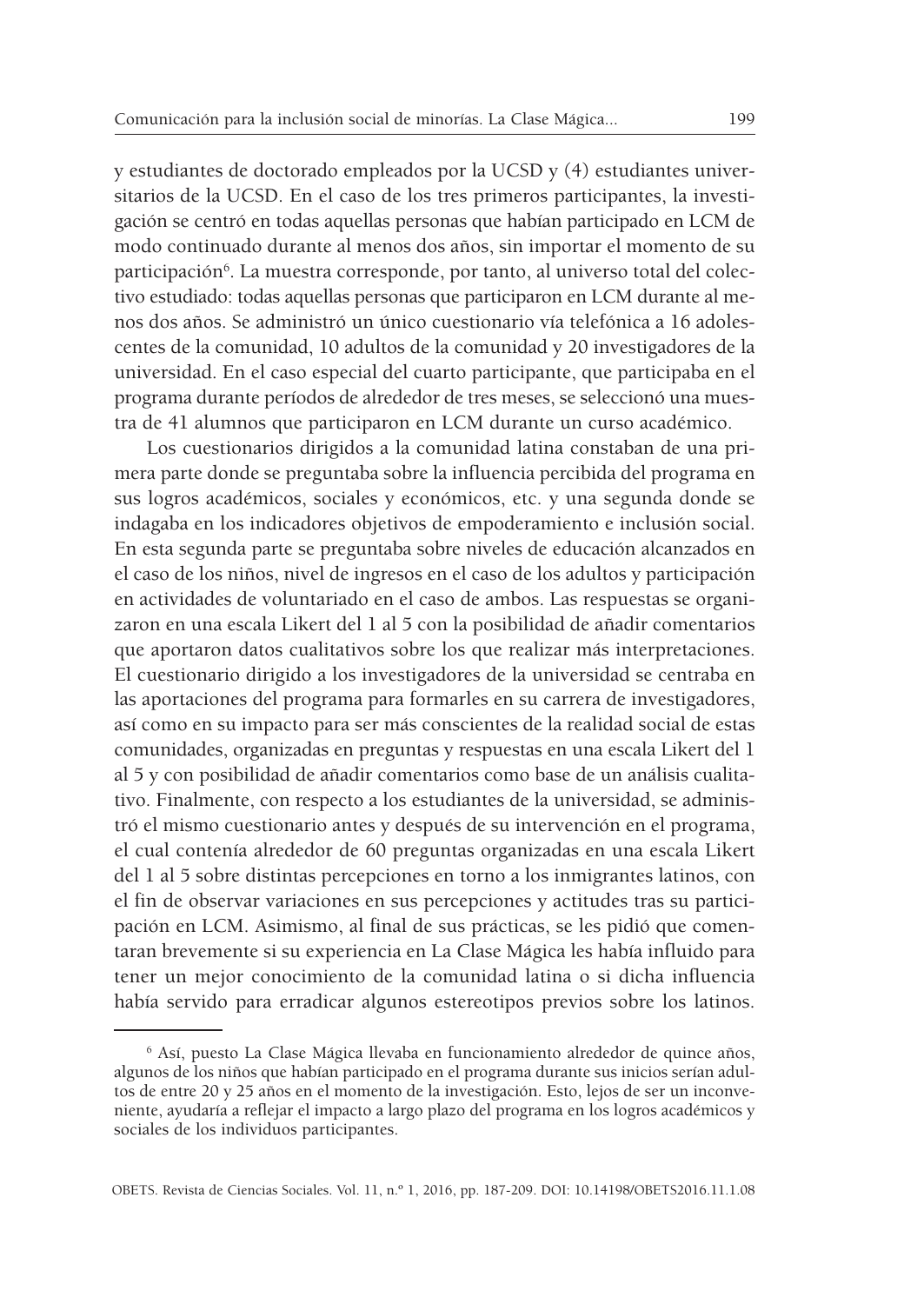y estudiantes de doctorado empleados por la UCSD y (4) estudiantes universitarios de la UCSD. En el caso de los tres primeros participantes, la investigación se centró en todas aquellas personas que habían participado en LCM de modo continuado durante al menos dos años, sin importar el momento de su participación[6]. La muestra corresponde, por tanto, al universo total del colectivo estudiado: todas aquellas personas que participaron en LCM durante al menos dos años. Se administró un único cuestionario vía telefónica a 16 adolescentes de la comunidad, 10 adultos de la comunidad y 20 investigadores de la universidad. En el caso especial del cuarto participante, que participaba en el programa durante períodos de alrededor de tres meses, se seleccionó una muestra de 41 alumnos que participaron en LCM durante un curso académico.

Los cuestionarios dirigidos a la comunidad latina constaban de una primera parte donde se preguntaba sobre la influencia percibida del programa en sus logros académicos, sociales y económicos, etc. y una segunda donde se indagaba en los indicadores objetivos de empoderamiento e inclusión social. En esta segunda parte se preguntaba sobre niveles de educación alcanzados en el caso de los niños, nivel de ingresos en el caso de los adultos y participación en actividades de voluntariado en el caso de ambos. Las respuestas se organizaron en una escala Likert del 1 al 5 con la posibilidad de añadir comentarios que aportaron datos cualitativos sobre los que realizar más interpretaciones. El cuestionario dirigido a los investigadores de la universidad se centraba en las aportaciones del programa para formarles en su carrera de investigadores, así como en su impacto para ser más conscientes de la realidad social de estas comunidades, organizadas en preguntas y respuestas en una escala Likert del 1 al 5 y con posibilidad de añadir comentarios como base de un análisis cualitativo. Finalmente, con respecto a los estudiantes de la universidad, se administró el mismo cuestionario antes y después de su intervención en el programa, el cual contenía alrededor de 60 preguntas organizadas en una escala Likert del 1 al 5 sobre distintas percepciones en torno a los inmigrantes latinos, con el fin de observar variaciones en sus percepciones y actitudes tras su participación en LCM. Asimismo, al final de sus prácticas, se les pidió que comentaran brevemente si su experiencia en La Clase Mágica les había influido para tener un mejor conocimiento de la comunidad latina o si dicha influencia había servido para erradicar algunos estereotipos previos sobre los latinos.

[6] Así, puesto La Clase Mágica llevaba en funcionamiento alrededor de quince años, algunos de los niños que habían participado en el programa durante sus inicios serían adultos de entre 20 y 25 años en el momento de la investigación. Esto, lejos de ser un inconveniente, ayudaría a reflejar el impacto a largo plazo del programa en los logros académicos y sociales de los individuos participantes.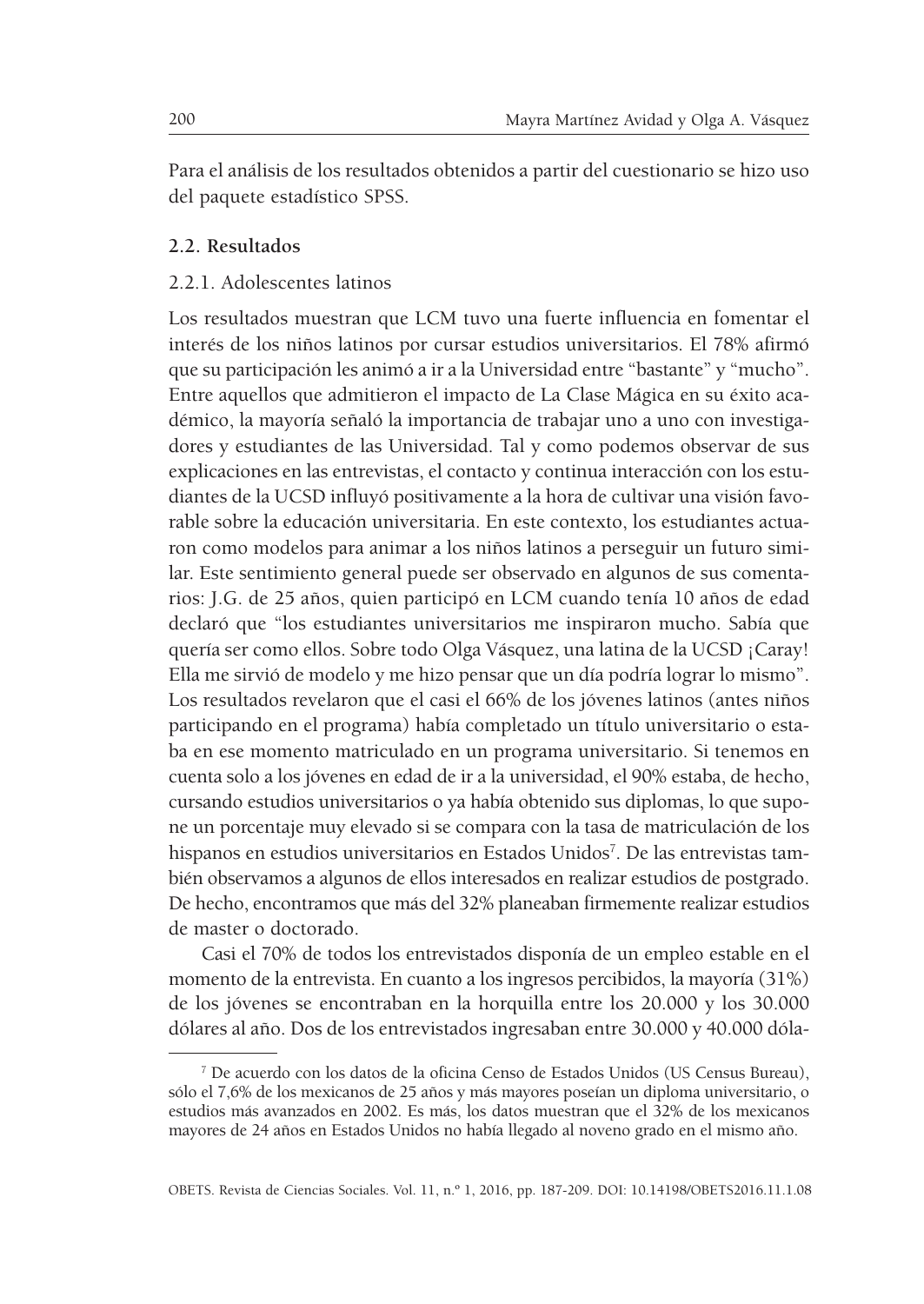Para el análisis de los resultados obtenidos a partir del cuestionario se hizo uso del paquete estadístico SPSS.

### 2.2. Resultados

#### 2.2.1. Adolescentes latinos

Los resultados muestran que LCM tuvo una fuerte influencia en fomentar el interés de los niños latinos por cursar estudios universitarios. El 78% afirmó que su participación les animó a ir a la Universidad entre "bastante" y "mucho". Entre aquellos que admitieron el impacto de La Clase Mágica en su éxito académico, la mayoría señaló la importancia de trabajar uno a uno con investigadores y estudiantes de las Universidad. Tal y como podemos observar de sus explicaciones en las entrevistas, el contacto y continua interacción con los estudiantes de la UCSD influyó positivamente a la hora de cultivar una visión favorable sobre la educación universitaria. En este contexto, los estudiantes actuaron como modelos para animar a los niños latinos a perseguir un futuro similar. Este sentimiento general puede ser observado en algunos de sus comentarios: J.G. de 25 años, quien participó en LCM cuando tenía 10 años de edad declaró que "los estudiantes universitarios me inspiraron mucho. Sabía que quería ser como ellos. Sobre todo Olga Vásquez, una latina de la UCSD ¡Caray! Ella me sirvió de modelo y me hizo pensar que un día podría lograr lo mismo". Los resultados revelaron que el casi el 66% de los jóvenes latinos (antes niños participando en el programa) había completado un título universitario o estaba en ese momento matriculado en un programa universitario. Si tenemos en cuenta solo a los jóvenes en edad de ir a la universidad, el 90% estaba, de hecho, cursando estudios universitarios o ya había obtenido sus diplomas, lo que supone un porcentaje muy elevado si se compara con la tasa de matriculación de los hispanos en estudios universitarios en Estados Unidos[7]. De las entrevistas también observamos a algunos de ellos interesados en realizar estudios de postgrado. De hecho, encontramos que más del 32% planeaban firmemente realizar estudios de master o doctorado.

Casi el 70% de todos los entrevistados disponía de un empleo estable en el momento de la entrevista. En cuanto a los ingresos percibidos, la mayoría (31%) de los jóvenes se encontraban en la horquilla entre los 20.000 y los 30.000 dólares al año. Dos de los entrevistados ingresaban entre 30.000 y 40.000 dóla-

---

[7] De acuerdo con los datos de la oficina Censo de Estados Unidos (US Census Bureau), sólo el 7,6% de los mexicanos de 25 años y más mayores poseían un diploma universitario, o estudios más avanzados en 2002. Es más, los datos muestran que el 32% de los mexicanos mayores de 24 años en Estados Unidos no había llegado al noveno grado en el mismo año.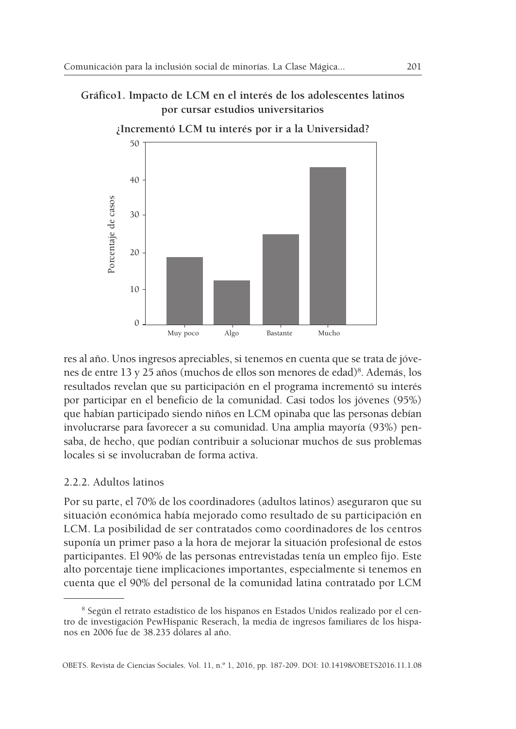**Gráfico1. Impacto de LCM en el interés de los adolescentes latinos por cursar estudios universitarios**

**¿Incrementó LCM tu interés por ir a la Universidad?**

res al año. Unos ingresos apreciables, si tenemos en cuenta que se trata de jóvenes de entre 13 y 25 años (muchos de ellos son menores de edad)[8]. Además, los resultados revelan que su participación en el programa incrementó su interés por participar en el beneficio de la comunidad. Casi todos los jóvenes (95%) que habían participado siendo niños en LCM opinaba que las personas debían involucrarse para favorecer a su comunidad. Una amplia mayoría (93%) pensaba, de hecho, que podían contribuir a solucionar muchos de sus problemas locales si se involucraban de forma activa.

### 2.2.2. Adultos latinos

Por su parte, el 70% de los coordinadores (adultos latinos) aseguraron que su situación económica había mejorado como resultado de su participación en LCM. La posibilidad de ser contratados como coordinadores de los centros suponía un primer paso a la hora de mejorar la situación profesional de estos participantes. El 90% de las personas entrevistadas tenía un empleo fijo. Este alto porcentaje tiene implicaciones importantes, especialmente si tenemos en cuenta que el 90% del personal de la comunidad latina contratado por LCM

---

[8] Según el retrato estadístico de los hispanos en Estados Unidos realizado por el centro de investigación PewHispanic Reserach, la media de ingresos familiares de los hispanos en 2006 fue de 38.235 dólares al año.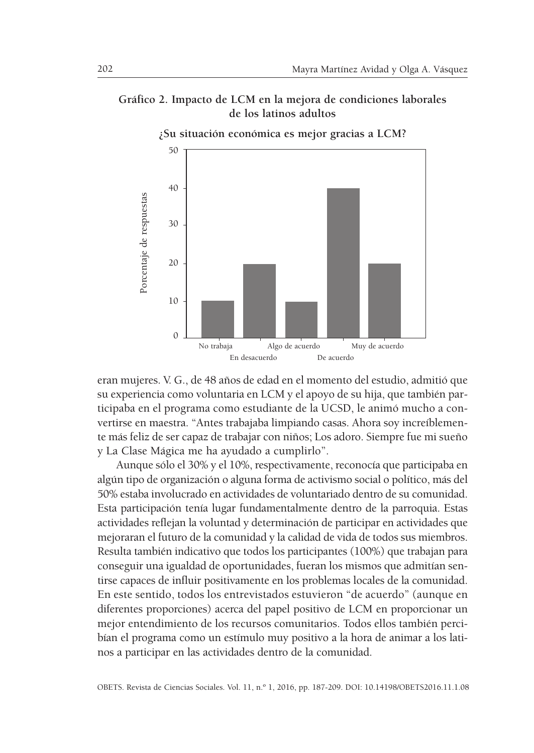**Gráfico 2. Impacto de LCM en la mejora de condiciones laborales de los latinos adultos**

**¿Su situación económica es mejor gracias a LCM?**

| Respuesta | Porcentaje de respuestas |
|---|---|
| No trabaja | 10 |
| En desacuerdo | 20 |
| Algo de acuerdo | 10 |
| De acuerdo | 40 |
| Muy de acuerdo | 20 |

eran mujeres. V. G., de 48 años de edad en el momento del estudio, admitió que su experiencia como voluntaria en LCM y el apoyo de su hija, que también participaba en el programa como estudiante de la UCSD, le animó mucho a convertirse en maestra. "Antes trabajaba limpiando casas. Ahora soy increíblemente más feliz de ser capaz de trabajar con niños; Los adoro. Siempre fue mi sueño y La Clase Mágica me ha ayudado a cumplirlo".

Aunque sólo el 30% y el 10%, respectivamente, reconocía que participaba en algún tipo de organización o alguna forma de activismo social o político, más del 50% estaba involucrado en actividades de voluntariado dentro de su comunidad. Esta participación tenía lugar fundamentalmente dentro de la parroquia. Estas actividades reflejan la voluntad y determinación de participar en actividades que mejoraran el futuro de la comunidad y la calidad de vida de todos sus miembros. Resulta también indicativo que todos los participantes (100%) que trabajan para conseguir una igualdad de oportunidades, fueran los mismos que admitían sentirse capaces de influir positivamente en los problemas locales de la comunidad. En este sentido, todos los entrevistados estuvieron "de acuerdo" (aunque en diferentes proporciones) acerca del papel positivo de LCM en proporcionar un mejor entendimiento de los recursos comunitarios. Todos ellos también percibían el programa como un estímulo muy positivo a la hora de animar a los latinos a participar en las actividades dentro de la comunidad.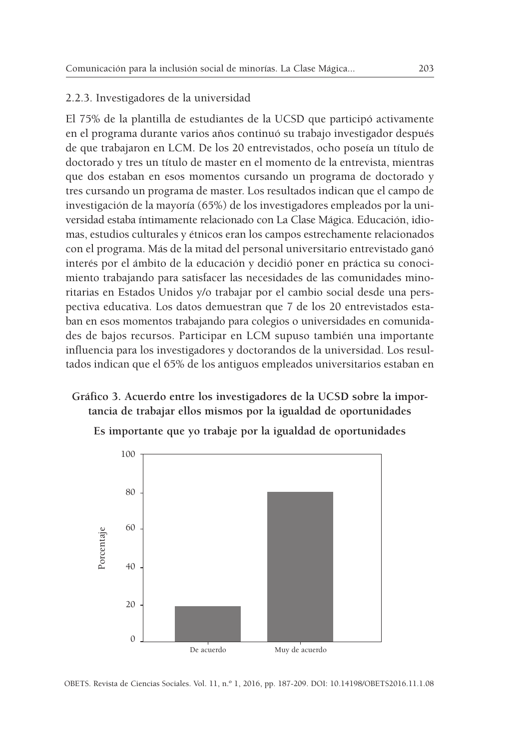### 2.2.3. Investigadores de la universidad

El 75% de la plantilla de estudiantes de la UCSD que participó activamente en el programa durante varios años continuó su trabajo investigador después de que trabajaron en LCM. De los 20 entrevistados, ocho poseía un título de doctorado y tres un título de master en el momento de la entrevista, mientras que dos estaban en esos momentos cursando un programa de doctorado y tres cursando un programa de master. Los resultados indican que el campo de investigación de la mayoría (65%) de los investigadores empleados por la universidad estaba íntimamente relacionado con La Clase Mágica. Educación, idiomas, estudios culturales y étnicos eran los campos estrechamente relacionados con el programa. Más de la mitad del personal universitario entrevistado ganó interés por el ámbito de la educación y decidió poner en práctica su conocimiento trabajando para satisfacer las necesidades de las comunidades minoritarias en Estados Unidos y/o trabajar por el cambio social desde una perspectiva educativa. Los datos demuestran que 7 de los 20 entrevistados estaban en esos momentos trabajando para colegios o universidades en comunidades de bajos recursos. Participar en LCM supuso también una importante influencia para los investigadores y doctorandos de la universidad. Los resultados indican que el 65% de los antiguos empleados universitarios estaban en

**Gráfico 3. Acuerdo entre los investigadores de la UCSD sobre la importancia de trabajar ellos mismos por la igualdad de oportunidades**

**Es importante que yo trabaje por la igualdad de oportunidades**

| Respuesta | Porcentaje |
| --- | --- |
| De acuerdo | 20 |
| Muy de acuerdo | 80 |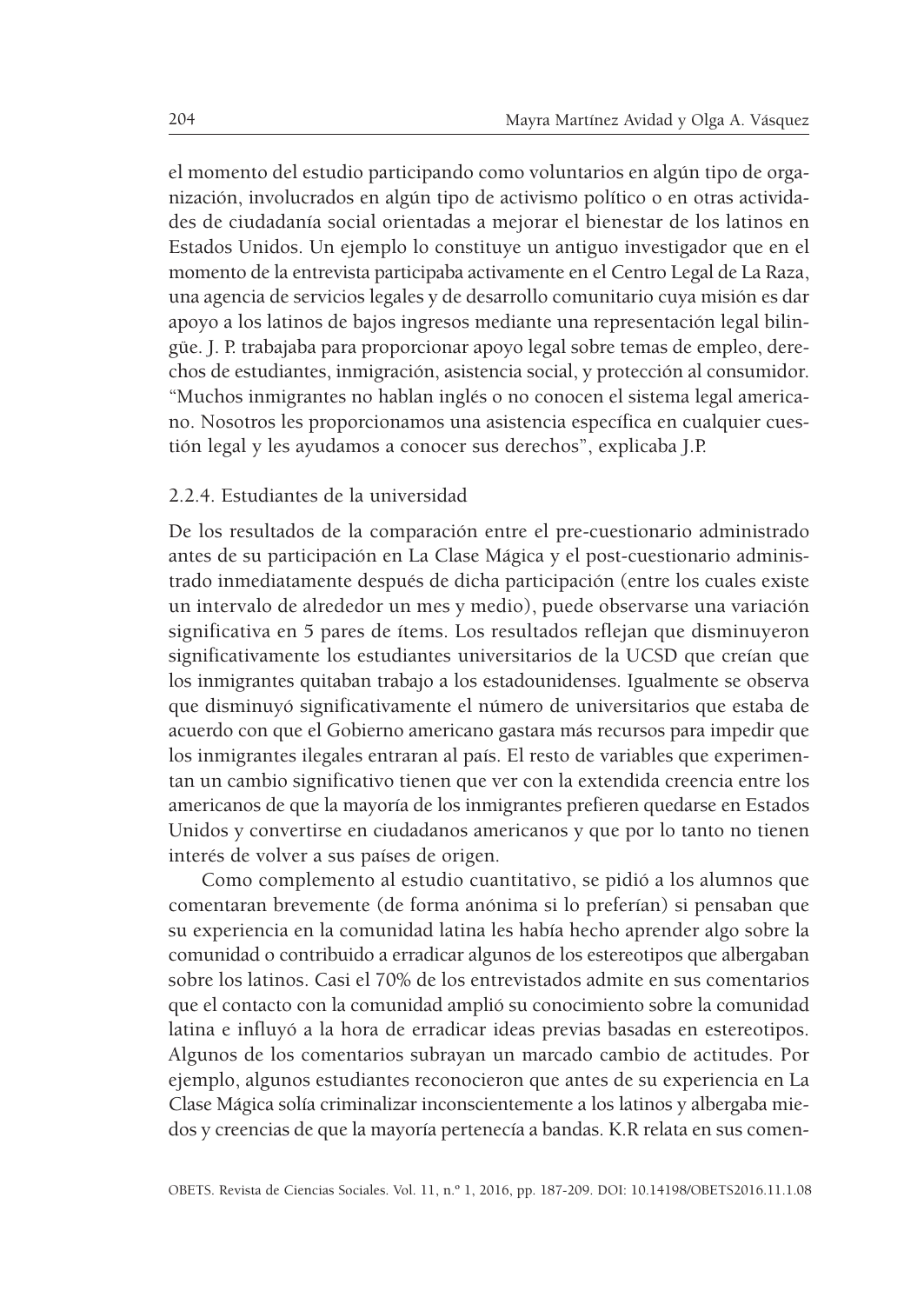el momento del estudio participando como voluntarios en algún tipo de organización, involucrados en algún tipo de activismo político o en otras actividades de ciudadanía social orientadas a mejorar el bienestar de los latinos en Estados Unidos. Un ejemplo lo constituye un antiguo investigador que en el momento de la entrevista participaba activamente en el Centro Legal de La Raza, una agencia de servicios legales y de desarrollo comunitario cuya misión es dar apoyo a los latinos de bajos ingresos mediante una representación legal bilingüe. J. P. trabajaba para proporcionar apoyo legal sobre temas de empleo, derechos de estudiantes, inmigración, asistencia social, y protección al consumidor. “Muchos inmigrantes no hablan inglés o no conocen el sistema legal americano. Nosotros les proporcionamos una asistencia específica en cualquier cuestión legal y les ayudamos a conocer sus derechos”, explicaba J.P.

### 2.2.4. Estudiantes de la universidad

De los resultados de la comparación entre el pre-cuestionario administrado antes de su participación en La Clase Mágica y el post-cuestionario administrado inmediatamente después de dicha participación (entre los cuales existe un intervalo de alrededor un mes y medio), puede observarse una variación significativa en 5 pares de ítems. Los resultados reflejan que disminuyeron significativamente los estudiantes universitarios de la UCSD que creían que los inmigrantes quitaban trabajo a los estadounidenses. Igualmente se observa que disminuyó significativamente el número de universitarios que estaba de acuerdo con que el Gobierno americano gastara más recursos para impedir que los inmigrantes ilegales entraran al país. El resto de variables que experimentan un cambio significativo tienen que ver con la extendida creencia entre los americanos de que la mayoría de los inmigrantes prefieren quedarse en Estados Unidos y convertirse en ciudadanos americanos y que por lo tanto no tienen interés de volver a sus países de origen.

Como complemento al estudio cuantitativo, se pidió a los alumnos que comentaran brevemente (de forma anónima si lo preferían) si pensaban que su experiencia en la comunidad latina les había hecho aprender algo sobre la comunidad o contribuido a erradicar algunos de los estereotipos que albergaban sobre los latinos. Casi el 70% de los entrevistados admite en sus comentarios que el contacto con la comunidad amplió su conocimiento sobre la comunidad latina e influyó a la hora de erradicar ideas previas basadas en estereotipos. Algunos de los comentarios subrayan un marcado cambio de actitudes. Por ejemplo, algunos estudiantes reconocieron que antes de su experiencia en La Clase Mágica solía criminalizar inconscientemente a los latinos y albergaba miedos y creencias de que la mayoría pertenecía a bandas. K.R relata en sus comen-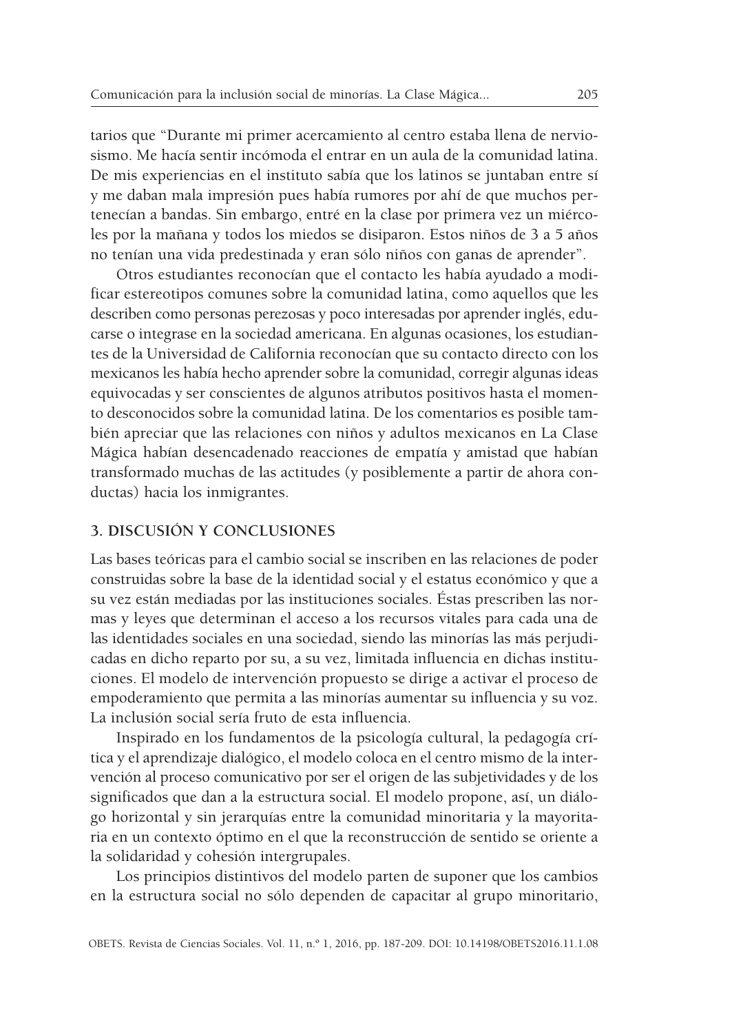tarios que "Durante mi primer acercamiento al centro estaba llena de nerviosismo. Me hacía sentir incómoda el entrar en un aula de la comunidad latina. De mis experiencias en el instituto sabía que los latinos se juntaban entre sí y me daban mala impresión pues había rumores por ahí de que muchos pertenecían a bandas. Sin embargo, entré en la clase por primera vez un miércoles por la mañana y todos los miedos se disiparon. Estos niños de 3 a 5 años no tenían una vida predestinada y eran sólo niños con ganas de aprender".

Otros estudiantes reconocían que el contacto les había ayudado a modificar estereotipos comunes sobre la comunidad latina, como aquellos que les describen como personas perezosas y poco interesadas por aprender inglés, educarse o integrase en la sociedad americana. En algunas ocasiones, los estudiantes de la Universidad de California reconocían que su contacto directo con los mexicanos les había hecho aprender sobre la comunidad, corregir algunas ideas equivocadas y ser conscientes de algunos atributos positivos hasta el momento desconocidos sobre la comunidad latina. De los comentarios es posible también apreciar que las relaciones con niños y adultos mexicanos en La Clase Mágica habían desencadenado reacciones de empatía y amistad que habían transformado muchas de las actitudes (y posiblemente a partir de ahora conductas) hacia los inmigrantes.

## 3. DISCUSIÓN Y CONCLUSIONES

Las bases teóricas para el cambio social se inscriben en las relaciones de poder construidas sobre la base de la identidad social y el estatus económico y que a su vez están mediadas por las instituciones sociales. Éstas prescriben las normas y leyes que determinan el acceso a los recursos vitales para cada una de las identidades sociales en una sociedad, siendo las minorías las más perjudicadas en dicho reparto por su, a su vez, limitada influencia en dichas instituciones. El modelo de intervención propuesto se dirige a activar el proceso de empoderamiento que permita a las minorías aumentar su influencia y su voz. La inclusión social sería fruto de esta influencia.

Inspirado en los fundamentos de la psicología cultural, la pedagogía crítica y el aprendizaje dialógico, el modelo coloca en el centro mismo de la intervención al proceso comunicativo por ser el origen de las subjetividades y de los significados que dan a la estructura social. El modelo propone, así, un diálogo horizontal y sin jerarquías entre la comunidad minoritaria y la mayoritaria en un contexto óptimo en el que la reconstrucción de sentido se oriente a la solidaridad y cohesión intergrupales.

Los principios distintivos del modelo parten de suponer que los cambios en la estructura social no sólo dependen de capacitar al grupo minoritario,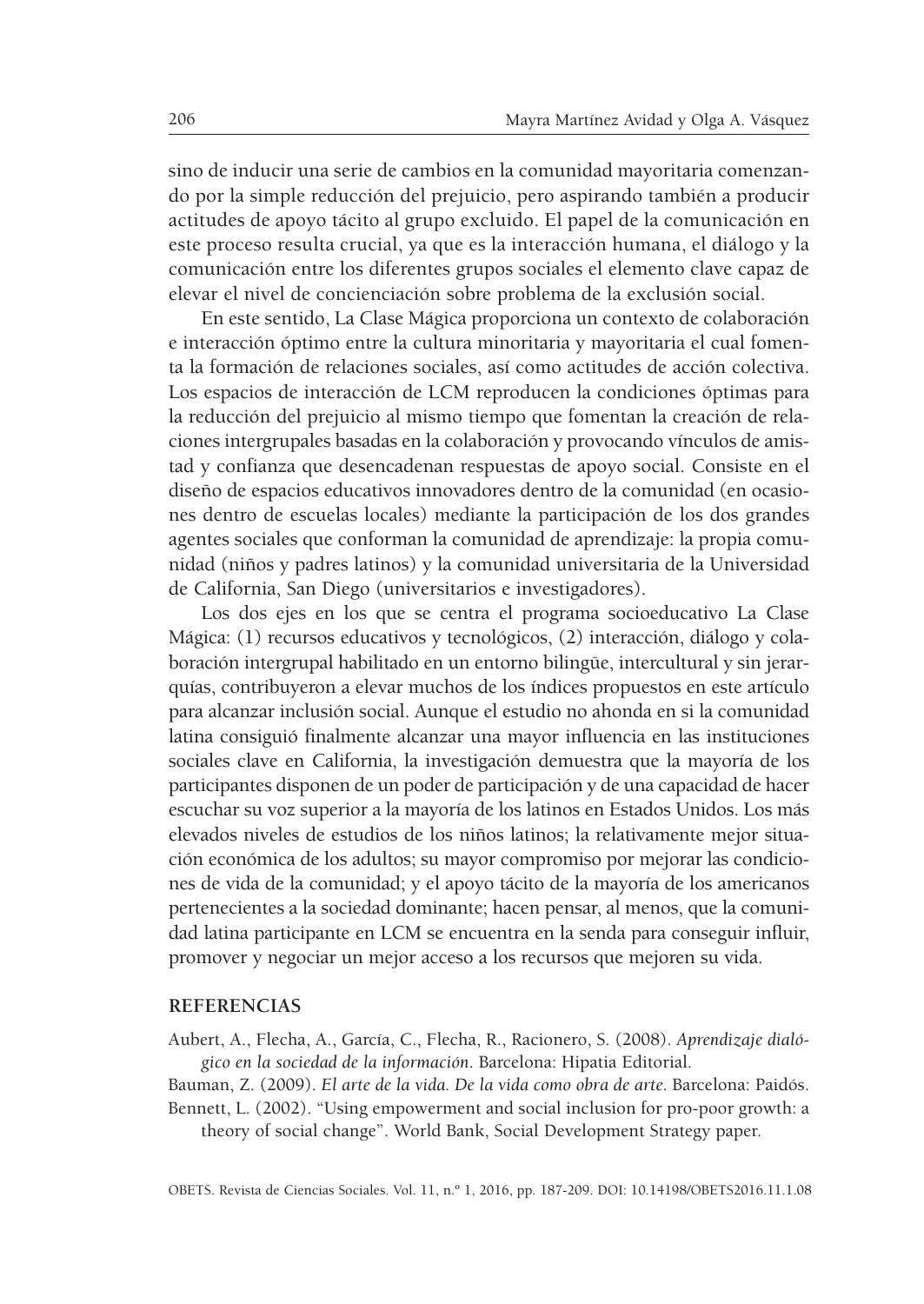sino de inducir una serie de cambios en la comunidad mayoritaria comenzando por la simple reducción del prejuicio, pero aspirando también a producir actitudes de apoyo tácito al grupo excluido. El papel de la comunicación en este proceso resulta crucial, ya que es la interacción humana, el diálogo y la comunicación entre los diferentes grupos sociales el elemento clave capaz de elevar el nivel de concienciación sobre problema de la exclusión social.

En este sentido, La Clase Mágica proporciona un contexto de colaboración e interacción óptimo entre la cultura minoritaria y mayoritaria el cual fomenta la formación de relaciones sociales, así como actitudes de acción colectiva. Los espacios de interacción de LCM reproducen la condiciones óptimas para la reducción del prejuicio al mismo tiempo que fomentan la creación de relaciones intergrupales basadas en la colaboración y provocando vínculos de amistad y confianza que desencadenan respuestas de apoyo social. Consiste en el diseño de espacios educativos innovadores dentro de la comunidad (en ocasiones dentro de escuelas locales) mediante la participación de los dos grandes agentes sociales que conforman la comunidad de aprendizaje: la propia comunidad (niños y padres latinos) y la comunidad universitaria de la Universidad de California, San Diego (universitarios e investigadores).

Los dos ejes en los que se centra el programa socioeducativo La Clase Mágica: (1) recursos educativos y tecnológicos, (2) interacción, diálogo y colaboración intergrupal habilitado en un entorno bilingüe, intercultural y sin jerarquías, contribuyeron a elevar muchos de los índices propuestos en este artículo para alcanzar inclusión social. Aunque el estudio no ahonda en si la comunidad latina consiguió finalmente alcanzar una mayor influencia en las instituciones sociales clave en California, la investigación demuestra que la mayoría de los participantes disponen de un poder de participación y de una capacidad de hacer escuchar su voz superior a la mayoría de los latinos en Estados Unidos. Los más elevados niveles de estudios de los niños latinos; la relativamente mejor situación económica de los adultos; su mayor compromiso por mejorar las condiciones de vida de la comunidad; y el apoyo tácito de la mayoría de los americanos pertenecientes a la sociedad dominante; hacen pensar, al menos, que la comunidad latina participante en LCM se encuentra en la senda para conseguir influir, promover y negociar un mejor acceso a los recursos que mejoren su vida.

## REFERENCIAS

Aubert, A., Flecha, A., García, C., Flecha, R., Racionero, S. (2008). *Aprendizaje dialógico en la sociedad de la información*. Barcelona: Hipatia Editorial.

Bauman, Z. (2009). *El arte de la vida. De la vida como obra de arte*. Barcelona: Paidós.

Bennett, L. (2002). "Using empowerment and social inclusion for pro-poor growth: a theory of social change". World Bank, Social Development Strategy paper.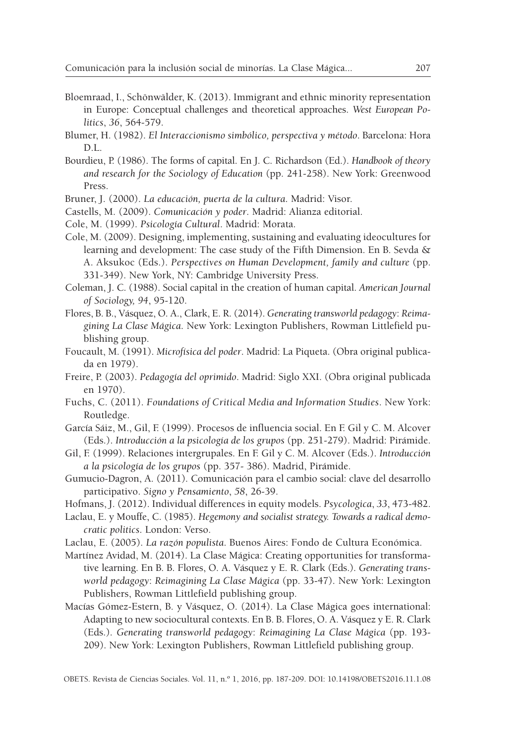Bloemraad, I., Schönwälder, K. (2013). Immigrant and ethnic minority representation in Europe: Conceptual challenges and theoretical approaches. *West European Politics*, *36*, 564-579.

Blumer, H. (1982). *El Interaccionismo simbólico, perspectiva y método*. Barcelona: Hora D.L.

Bourdieu, P. (1986). The forms of capital. En J. C. Richardson (Ed.). *Handbook of theory and research for the Sociology of Education* (pp. 241-258). New York: Greenwood Press.

Bruner, J. (2000). *La educación, puerta de la cultura*. Madrid: Visor.

Castells, M. (2009). *Comunicación y poder*. Madrid: Alianza editorial.

Cole, M. (1999). *Psicología Cultural*. Madrid: Morata.

Cole, M. (2009). Designing, implementing, sustaining and evaluating ideocultures for learning and development: The case study of the Fifth Dimension. En B. Sevda & A. Aksukoc (Eds.). *Perspectives on Human Development, family and culture* (pp. 331-349). New York, NY: Cambridge University Press.

Coleman, J. C. (1988). Social capital in the creation of human capital. *American Journal of Sociology, 94*, 95-120.

Flores, B. B., Vásquez, O. A., Clark, E. R. (2014). *Generating transworld pedagogy: Reimagining La Clase Mágica*. New York: Lexington Publishers, Rowman Littlefield publishing group.

Foucault, M. (1991). *Microfísica del poder*. Madrid: La Piqueta. (Obra original publicada en 1979).

Freire, P. (2003). *Pedagogía del oprimido*. Madrid: Siglo XXI. (Obra original publicada en 1970).

Fuchs, C. (2011). *Foundations of Critical Media and Information Studies*. New York: Routledge.

García Sáiz, M., Gil, F. (1999). Procesos de influencia social. En F. Gil y C. M. Alcover (Eds.). *Introducción a la psicología de los grupos* (pp. 251-279). Madrid: Pirámide.

Gil, F. (1999). Relaciones intergrupales. En F. Gil y C. M. Alcover (Eds.). *Introducción a la psicología de los grupos* (pp. 357- 386). Madrid, Pirámide.

Gumucio-Dagron, A. (2011). Comunicación para el cambio social: clave del desarrollo participativo. *Signo y Pensamiento*, *58*, 26-39.

Hofmans, J. (2012). Individual differences in equity models. *Psycologica*, *33*, 473-482.

Laclau, E. y Mouffe, C. (1985). *Hegemony and socialist strategy. Towards a radical democratic politics*. London: Verso.

Laclau, E. (2005). *La razón populista*. Buenos Aires: Fondo de Cultura Económica.

Martínez Avidad, M. (2014). La Clase Mágica: Creating opportunities for transformative learning. En B. B. Flores, O. A. Vásquez y E. R. Clark (Eds.). *Generating transworld pedagogy: Reimagining La Clase Mágica* (pp. 33-47). New York: Lexington Publishers, Rowman Littlefield publishing group.

Macías Gómez-Estern, B. y Vásquez, O. (2014). La Clase Mágica goes international: Adapting to new sociocultural contexts. En B. B. Flores, O. A. Vásquez y E. R. Clark (Eds.). *Generating transworld pedagogy: Reimagining La Clase Mágica* (pp. 193-209). New York: Lexington Publishers, Rowman Littlefield publishing group.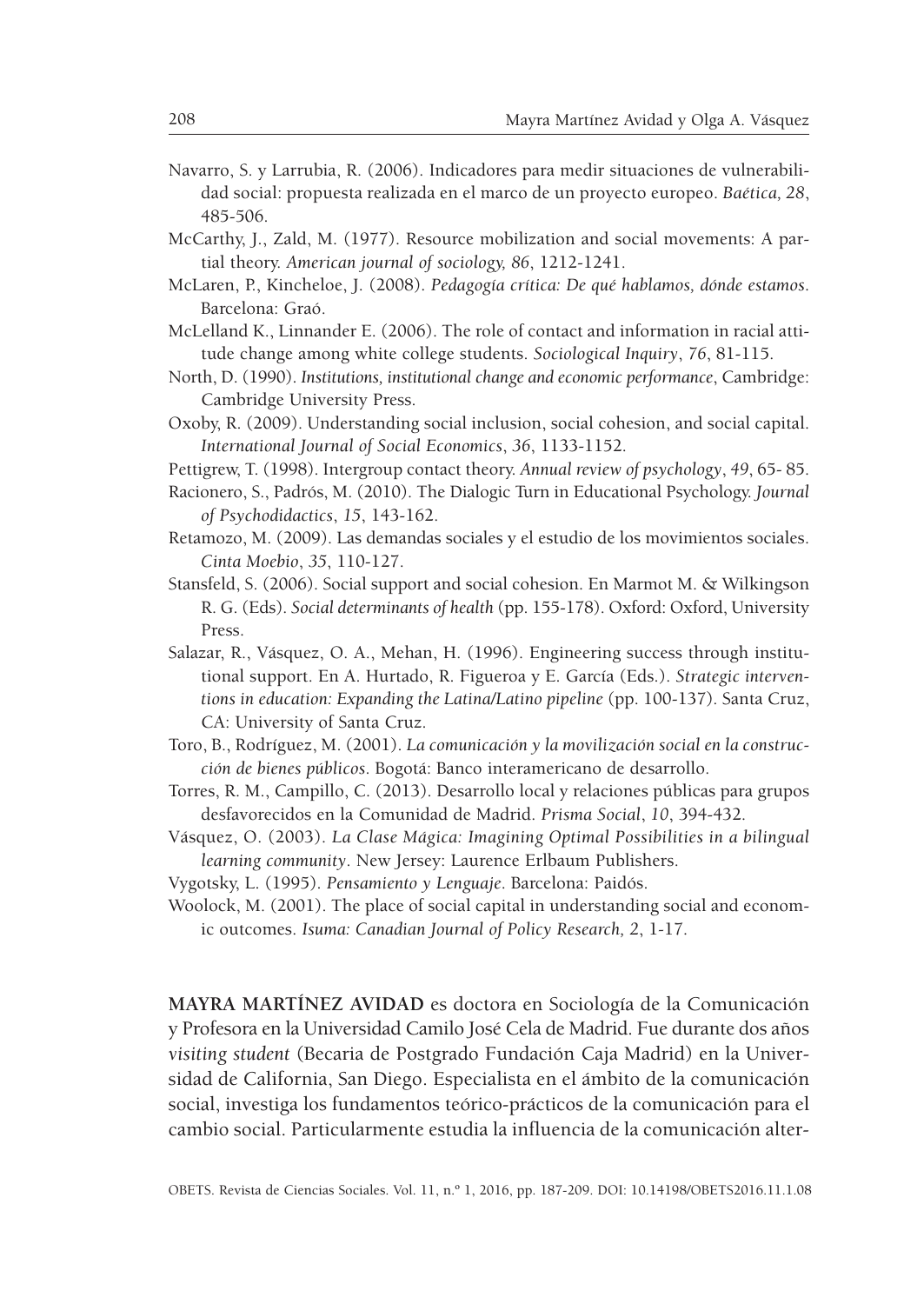Navarro, S. y Larrubia, R. (2006). Indicadores para medir situaciones de vulnerabilidad social: propuesta realizada en el marco de un proyecto europeo. *Baética, 28*, 485-506.

McCarthy, J., Zald, M. (1977). Resource mobilization and social movements: A partial theory. *American journal of sociology, 86*, 1212-1241.

McLaren, P., Kincheloe, J. (2008). *Pedagogía crítica: De qué hablamos, dónde estamos*. Barcelona: Graó.

McLelland K., Linnander E. (2006). The role of contact and information in racial attitude change among white college students. *Sociological Inquiry*, *76*, 81-115.

North, D. (1990). *Institutions, institutional change and economic performance*, Cambridge: Cambridge University Press.

Oxoby, R. (2009). Understanding social inclusion, social cohesion, and social capital. *International Journal of Social Economics*, *36*, 1133-1152.

Pettigrew, T. (1998). Intergroup contact theory. *Annual review of psychology*, *49*, 65- 85.

Racionero, S., Padrós, M. (2010). The Dialogic Turn in Educational Psychology. *Journal of Psychodidactics*, *15*, 143-162.

Retamozo, M. (2009). Las demandas sociales y el estudio de los movimientos sociales. *Cinta Moebio*, *35*, 110-127.

Stansfeld, S. (2006). Social support and social cohesion. En Marmot M. & Wilkingson R. G. (Eds). *Social determinants of health* (pp. 155-178). Oxford: Oxford, University Press.

Salazar, R., Vásquez, O. A., Mehan, H. (1996). Engineering success through institutional support. En A. Hurtado, R. Figueroa y E. García (Eds.). *Strategic interventions in education: Expanding the Latina/Latino pipeline* (pp. 100-137). Santa Cruz, CA: University of Santa Cruz.

Toro, B., Rodríguez, M. (2001). *La comunicación y la movilización social en la construcción de bienes públicos*. Bogotá: Banco interamericano de desarrollo.

Torres, R. M., Campillo, C. (2013). Desarrollo local y relaciones públicas para grupos desfavorecidos en la Comunidad de Madrid. *Prisma Social*, *10*, 394-432.

Vásquez, O. (2003). *La Clase Mágica: Imagining Optimal Possibilities in a bilingual learning community*. New Jersey: Laurence Erlbaum Publishers.

Vygotsky, L. (1995). *Pensamiento y Lenguaje*. Barcelona: Paidós.

Woolock, M. (2001). The place of social capital in understanding social and economic outcomes. *Isuma: Canadian Journal of Policy Research, 2*, 1-17.

**MAYRA MARTÍNEZ AVIDAD** es doctora en Sociología de la Comunicación y Profesora en la Universidad Camilo José Cela de Madrid. Fue durante dos años *visiting student* (Becaria de Postgrado Fundación Caja Madrid) en la Universidad de California, San Diego. Especialista en el ámbito de la comunicación social, investiga los fundamentos teórico-prácticos de la comunicación para el cambio social. Particularmente estudia la influencia de la comunicación alter-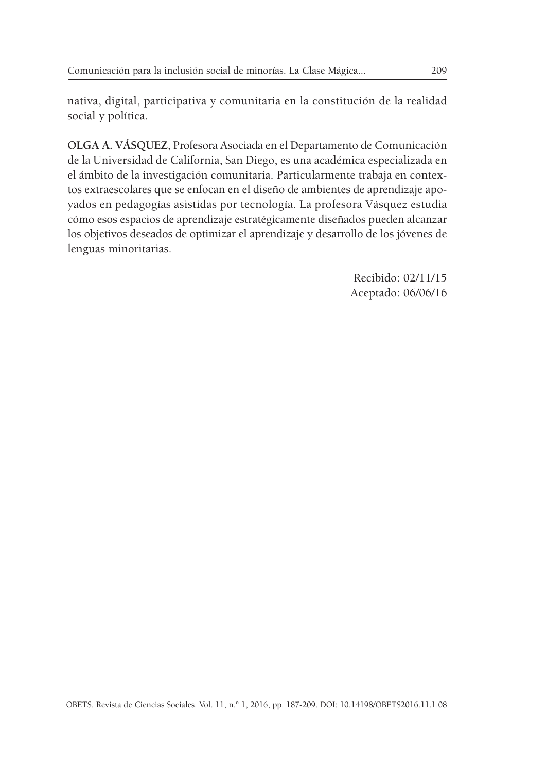nativa, digital, participativa y comunitaria en la constitución de la realidad social y política.

**OLGA A. VÁSQUEZ**, Profesora Asociada en el Departamento de Comunicación de la Universidad de California, San Diego, es una académica especializada en el ámbito de la investigación comunitaria. Particularmente trabaja en contextos extraescolares que se enfocan en el diseño de ambientes de aprendizaje apoyados en pedagogías asistidas por tecnología. La profesora Vásquez estudia cómo esos espacios de aprendizaje estratégicamente diseñados pueden alcanzar los objetivos deseados de optimizar el aprendizaje y desarrollo de los jóvenes de lenguas minoritarias.

Recibido: 02/11/15
Aceptado: 06/06/16